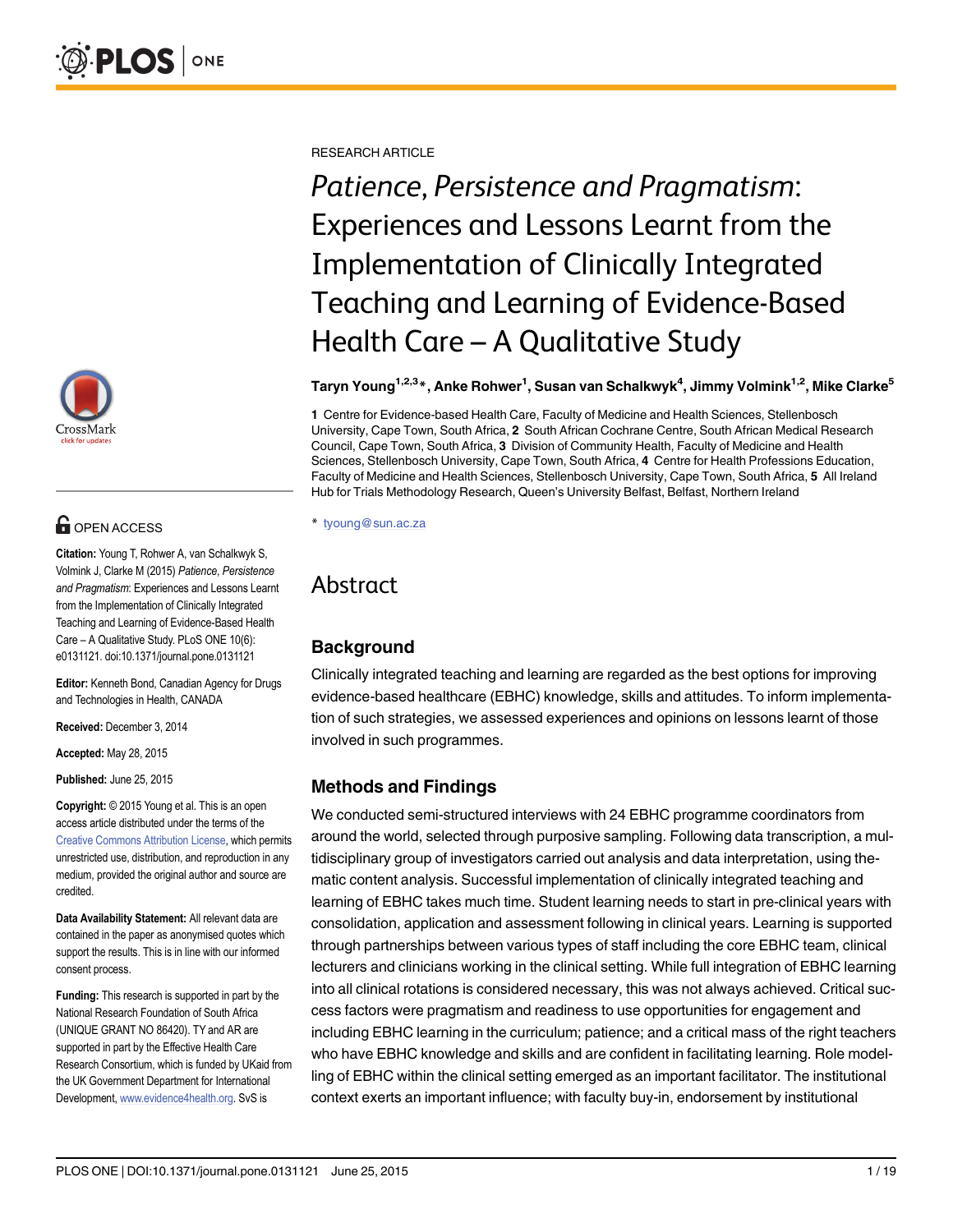RESEARCH ARTICLE

# *Patience, Persistence and Pragmatism*: Experiences and Lessons Learnt from the Implementation of Clinically Integrated Teaching and Learning of Evidence-Based Health Care – A Qualitative Study

**Taryn Young[1,2,3]*, Anke Rohwer[1], Susan van Schalkwyk[4], Jimmy Volmink[1,2], Mike Clarke[5]**

**1** Centre for Evidence-based Health Care, Faculty of Medicine and Health Sciences, Stellenbosch University, Cape Town, South Africa, **2** South African Cochrane Centre, South African Medical Research Council, Cape Town, South Africa, **3** Division of Community Health, Faculty of Medicine and Health Sciences, Stellenbosch University, Cape Town, South Africa, **4** Centre for Health Professions Education, Faculty of Medicine and Health Sciences, Stellenbosch University, Cape Town, South Africa, **5** All Ireland Hub for Trials Methodology Research, Queen's University Belfast, Belfast, Northern Ireland

* tyoung@sun.ac.za

OPEN ACCESS

**Citation:** Young T, Rohwer A, van Schalkwyk S, Volmink J, Clarke M (2015) *Patience, Persistence and Pragmatism*: Experiences and Lessons Learnt from the Implementation of Clinically Integrated Teaching and Learning of Evidence-Based Health Care – A Qualitative Study. PLoS ONE 10(6): e0131121. doi:10.1371/journal.pone.0131121

**Editor:** Kenneth Bond, Canadian Agency for Drugs and Technologies in Health, CANADA

**Received:** December 3, 2014

**Accepted:** May 28, 2015

**Published:** June 25, 2015

**Copyright:** © 2015 Young et al. This is an open access article distributed under the terms of the Creative Commons Attribution License, which permits unrestricted use, distribution, and reproduction in any medium, provided the original author and source are credited.

**Data Availability Statement:** All relevant data are contained in the paper as anonymised quotes which support the results. This is in line with our informed consent process.

**Funding:** This research is supported in part by the National Research Foundation of South Africa (UNIQUE GRANT NO 86420). TY and AR are supported in part by the Effective Health Care Research Consortium, which is funded by UKaid from the UK Government Department for International Development, www.evidence4health.org. SvS is

# Abstract

## Background

Clinically integrated teaching and learning are regarded as the best options for improving evidence-based healthcare (EBHC) knowledge, skills and attitudes. To inform implementation of such strategies, we assessed experiences and opinions on lessons learnt of those involved in such programmes.

## Methods and Findings

We conducted semi-structured interviews with 24 EBHC programme coordinators from around the world, selected through purposive sampling. Following data transcription, a multidisciplinary group of investigators carried out analysis and data interpretation, using thematic content analysis. Successful implementation of clinically integrated teaching and learning of EBHC takes much time. Student learning needs to start in pre-clinical years with consolidation, application and assessment following in clinical years. Learning is supported through partnerships between various types of staff including the core EBHC team, clinical lecturers and clinicians working in the clinical setting. While full integration of EBHC learning into all clinical rotations is considered necessary, this was not always achieved. Critical success factors were pragmatism and readiness to use opportunities for engagement and including EBHC learning in the curriculum; patience; and a critical mass of the right teachers who have EBHC knowledge and skills and are confident in facilitating learning. Role modelling of EBHC within the clinical setting emerged as an important facilitator. The institutional context exerts an important influence; with faculty buy-in, endorsement by institutional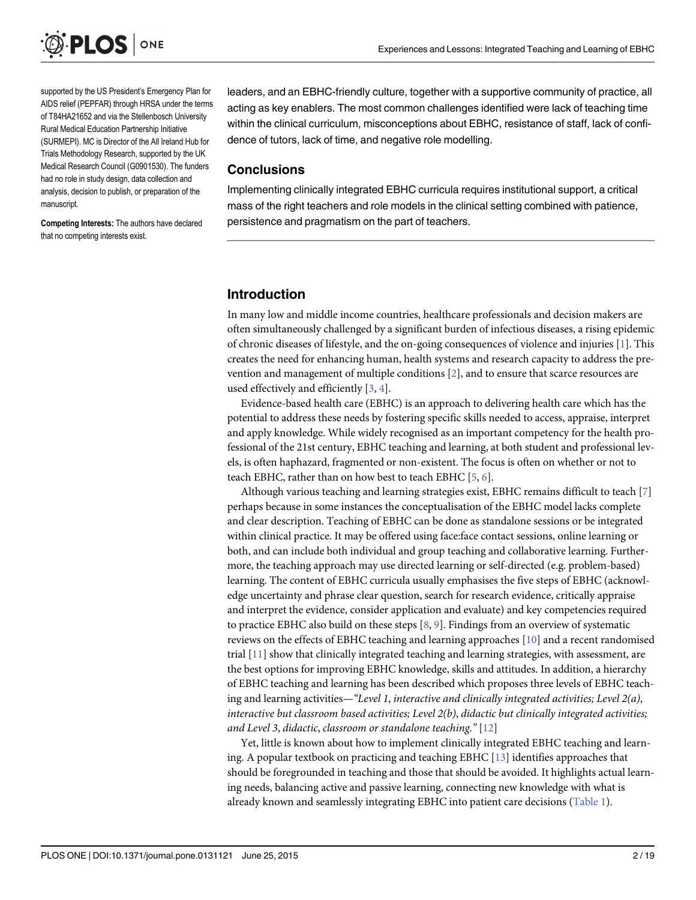supported by the US President's Emergency Plan for AIDS relief (PEPFAR) through HRSA under the terms of T84HA21652 and via the Stellenbosch University Rural Medical Education Partnership Initiative (SURMEPI). MC is Director of the All Ireland Hub for Trials Methodology Research, supported by the UK Medical Research Council (G0901530). The funders had no role in study design, data collection and analysis, decision to publish, or preparation of the manuscript.

**Competing Interests:** The authors have declared that no competing interests exist.

leaders, and an EBHC-friendly culture, together with a supportive community of practice, all acting as key enablers. The most common challenges identified were lack of teaching time within the clinical curriculum, misconceptions about EBHC, resistance of staff, lack of confidence of tutors, lack of time, and negative role modelling.

## Conclusions

Implementing clinically integrated EBHC curricula requires institutional support, a critical mass of the right teachers and role models in the clinical setting combined with patience, persistence and pragmatism on the part of teachers.

## Introduction

In many low and middle income countries, healthcare professionals and decision makers are often simultaneously challenged by a significant burden of infectious diseases, a rising epidemic of chronic diseases of lifestyle, and the on-going consequences of violence and injuries [1]. This creates the need for enhancing human, health systems and research capacity to address the prevention and management of multiple conditions [2], and to ensure that scarce resources are used effectively and efficiently [3, 4].

Evidence-based health care (EBHC) is an approach to delivering health care which has the potential to address these needs by fostering specific skills needed to access, appraise, interpret and apply knowledge. While widely recognised as an important competency for the health professional of the 21st century, EBHC teaching and learning, at both student and professional levels, is often haphazard, fragmented or non-existent. The focus is often on whether or not to teach EBHC, rather than on how best to teach EBHC [5, 6].

Although various teaching and learning strategies exist, EBHC remains difficult to teach [7] perhaps because in some instances the conceptualisation of the EBHC model lacks complete and clear description. Teaching of EBHC can be done as standalone sessions or be integrated within clinical practice. It may be offered using face:face contact sessions, online learning or both, and can include both individual and group teaching and collaborative learning. Furthermore, the teaching approach may use directed learning or self-directed (e.g. problem-based) learning. The content of EBHC curricula usually emphasises the five steps of EBHC (acknowledge uncertainty and phrase clear question, search for research evidence, critically appraise and interpret the evidence, consider application and evaluate) and key competencies required to practice EBHC also build on these steps [8, 9]. Findings from an overview of systematic reviews on the effects of EBHC teaching and learning approaches [10] and a recent randomised trial [11] show that clinically integrated teaching and learning strategies, with assessment, are the best options for improving EBHC knowledge, skills and attitudes. In addition, a hierarchy of EBHC teaching and learning has been described which proposes three levels of EBHC teaching and learning activities—*"Level 1, interactive and clinically integrated activities; Level 2(a), interactive but classroom based activities; Level 2(b), didactic but clinically integrated activities; and Level 3, didactic, classroom or standalone teaching."* [12]

Yet, little is known about how to implement clinically integrated EBHC teaching and learning. A popular textbook on practicing and teaching EBHC [13] identifies approaches that should be foregrounded in teaching and those that should be avoided. It highlights actual learning needs, balancing active and passive learning, connecting new knowledge with what is already known and seamlessly integrating EBHC into patient care decisions (Table 1).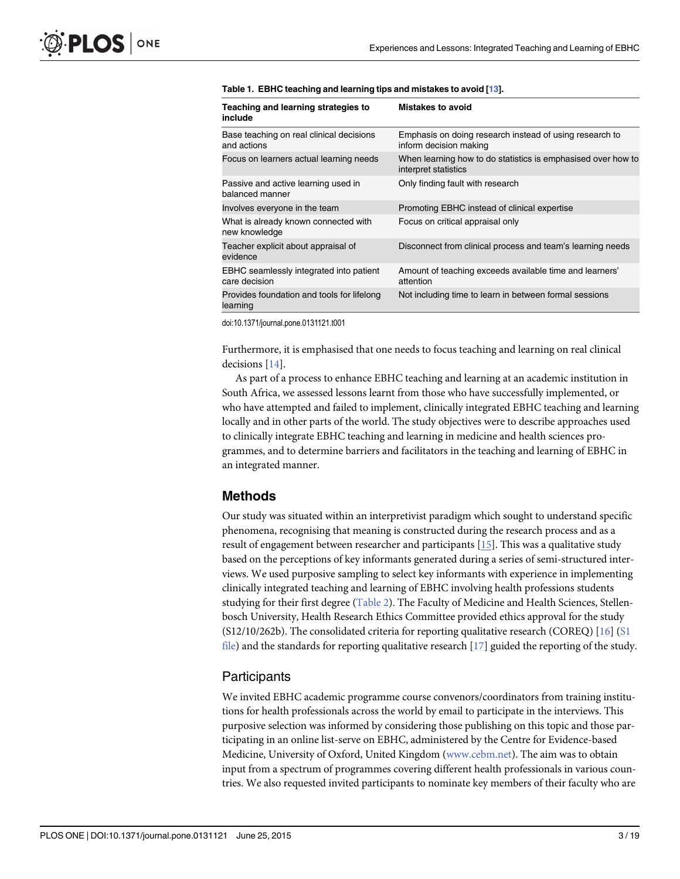**Table 1. EBHC teaching and learning tips and mistakes to avoid [13].**

| Teaching and learning strategies to include | Mistakes to avoid |
| --- | --- |
| Base teaching on real clinical decisions and actions | Emphasis on doing research instead of using research to inform decision making |
| Focus on learners actual learning needs | When learning how to do statistics is emphasised over how to interpret statistics |
| Passive and active learning used in balanced manner | Only finding fault with research |
| Involves everyone in the team | Promoting EBHC instead of clinical expertise |
| What is already known connected with new knowledge | Focus on critical appraisal only |
| Teacher explicit about appraisal of evidence | Disconnect from clinical process and team's learning needs |
| EBHC seamlessly integrated into patient care decision | Amount of teaching exceeds available time and learners' attention |
| Provides foundation and tools for lifelong learning | Not including time to learn in between formal sessions |

doi:10.1371/journal.pone.0131121.t001

Furthermore, it is emphasised that one needs to focus teaching and learning on real clinical decisions [14].

As part of a process to enhance EBHC teaching and learning at an academic institution in South Africa, we assessed lessons learnt from those who have successfully implemented, or who have attempted and failed to implement, clinically integrated EBHC teaching and learning locally and in other parts of the world. The study objectives were to describe approaches used to clinically integrate EBHC teaching and learning in medicine and health sciences programmes, and to determine barriers and facilitators in the teaching and learning of EBHC in an integrated manner.

## Methods

Our study was situated within an interpretivist paradigm which sought to understand specific phenomena, recognising that meaning is constructed during the research process and as a result of engagement between researcher and participants [15]. This was a qualitative study based on the perceptions of key informants generated during a series of semi-structured interviews. We used purposive sampling to select key informants with experience in implementing clinically integrated teaching and learning of EBHC involving health professions students studying for their first degree (Table 2). The Faculty of Medicine and Health Sciences, Stellenbosch University, Health Research Ethics Committee provided ethics approval for the study (S12/10/262b). The consolidated criteria for reporting qualitative research (COREQ) [16] (S1 file) and the standards for reporting qualitative research [17] guided the reporting of the study.

### Participants

We invited EBHC academic programme course convenors/coordinators from training institutions for health professionals across the world by email to participate in the interviews. This purposive selection was informed by considering those publishing on this topic and those participating in an online list-serve on EBHC, administered by the Centre for Evidence-based Medicine, University of Oxford, United Kingdom (www.cebm.net). The aim was to obtain input from a spectrum of programmes covering different health professionals in various countries. We also requested invited participants to nominate key members of their faculty who are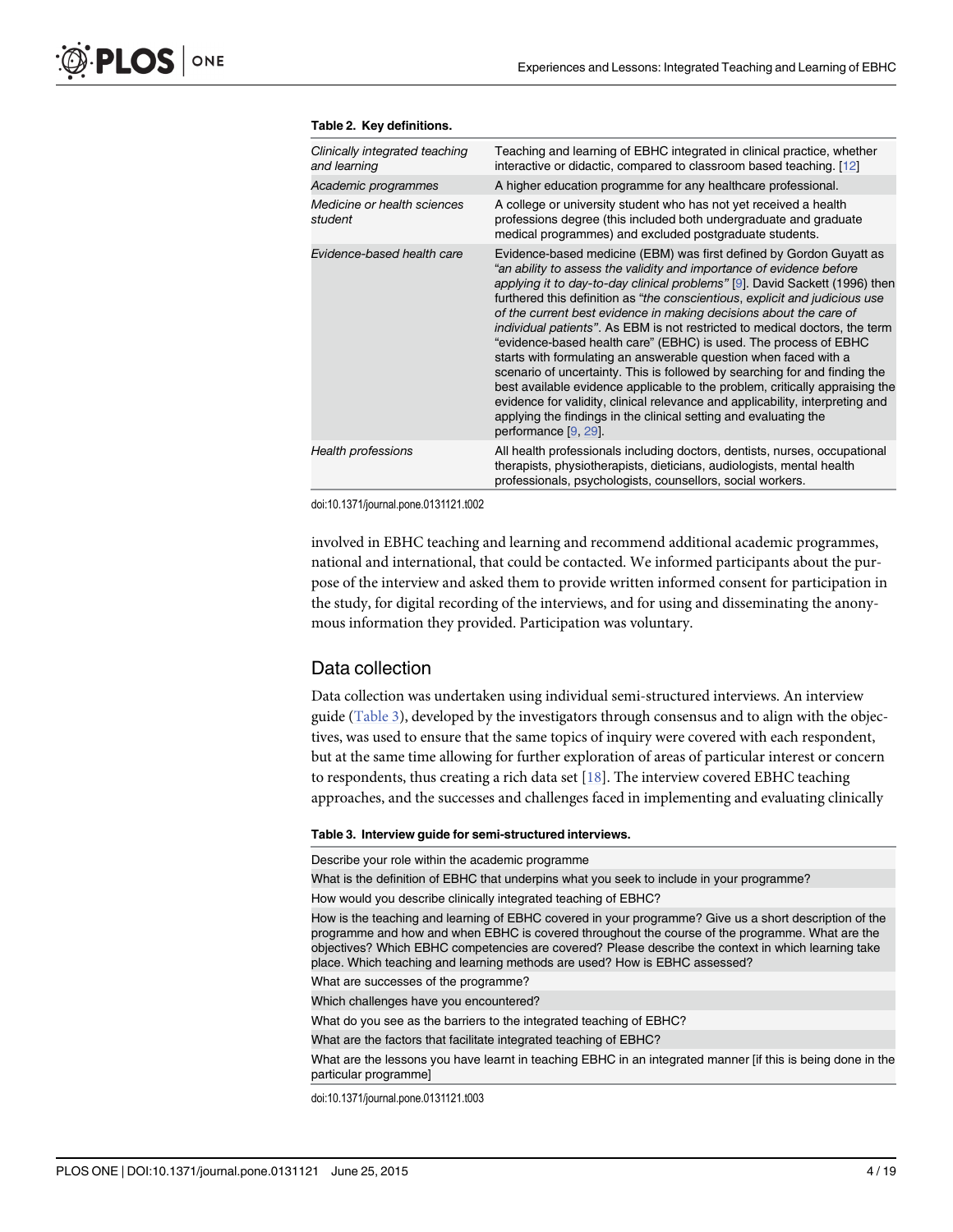**Table 2. Key definitions.**

| | |
|---|---|
| *Clinically integrated teaching and learning* | Teaching and learning of EBHC integrated in clinical practice, whether interactive or didactic, compared to classroom based teaching. [12] |
| *Academic programmes* | A higher education programme for any healthcare professional. |
| *Medicine or health sciences student* | A college or university student who has not yet received a health professions degree (this included both undergraduate and graduate medical programmes) and excluded postgraduate students. |
| *Evidence-based health care* | Evidence-based medicine (EBM) was first defined by Gordon Guyatt as *"an ability to assess the validity and importance of evidence before applying it to day-to-day clinical problems"* [9]. David Sackett (1996) then furthered this definition as *"the conscientious, explicit and judicious use of the current best evidence in making decisions about the care of individual patients"*. As EBM is not restricted to medical doctors, the term "evidence-based health care" (EBHC) is used. The process of EBHC starts with formulating an answerable question when faced with a scenario of uncertainty. This is followed by searching for and finding the best available evidence applicable to the problem, critically appraising the evidence for validity, clinical relevance and applicability, interpreting and applying the findings in the clinical setting and evaluating the performance [9, 29]. |
| *Health professions* | All health professionals including doctors, dentists, nurses, occupational therapists, physiotherapists, dieticians, audiologists, mental health professionals, psychologists, counsellors, social workers. |

doi:10.1371/journal.pone.0131121.t002

involved in EBHC teaching and learning and recommend additional academic programmes, national and international, that could be contacted. We informed participants about the purpose of the interview and asked them to provide written informed consent for participation in the study, for digital recording of the interviews, and for using and disseminating the anonymous information they provided. Participation was voluntary.

## Data collection

Data collection was undertaken using individual semi-structured interviews. An interview guide (Table 3), developed by the investigators through consensus and to align with the objectives, was used to ensure that the same topics of inquiry were covered with each respondent, but at the same time allowing for further exploration of areas of particular interest or concern to respondents, thus creating a rich data set [18]. The interview covered EBHC teaching approaches, and the successes and challenges faced in implementing and evaluating clinically

**Table 3. Interview guide for semi-structured interviews.**

| |
|---|
| Describe your role within the academic programme |
| What is the definition of EBHC that underpins what you seek to include in your programme? |
| How would you describe clinically integrated teaching of EBHC? |
| How is the teaching and learning of EBHC covered in your programme? Give us a short description of the programme and how and when EBHC is covered throughout the course of the programme. What are the objectives? Which EBHC competencies are covered? Please describe the context in which learning take place. Which teaching and learning methods are used? How is EBHC assessed? |
| What are successes of the programme? |
| Which challenges have you encountered? |
| What do you see as the barriers to the integrated teaching of EBHC? |
| What are the factors that facilitate integrated teaching of EBHC? |
| What are the lessons you have learnt in teaching EBHC in an integrated manner [if this is being done in the particular programme] |

doi:10.1371/journal.pone.0131121.t003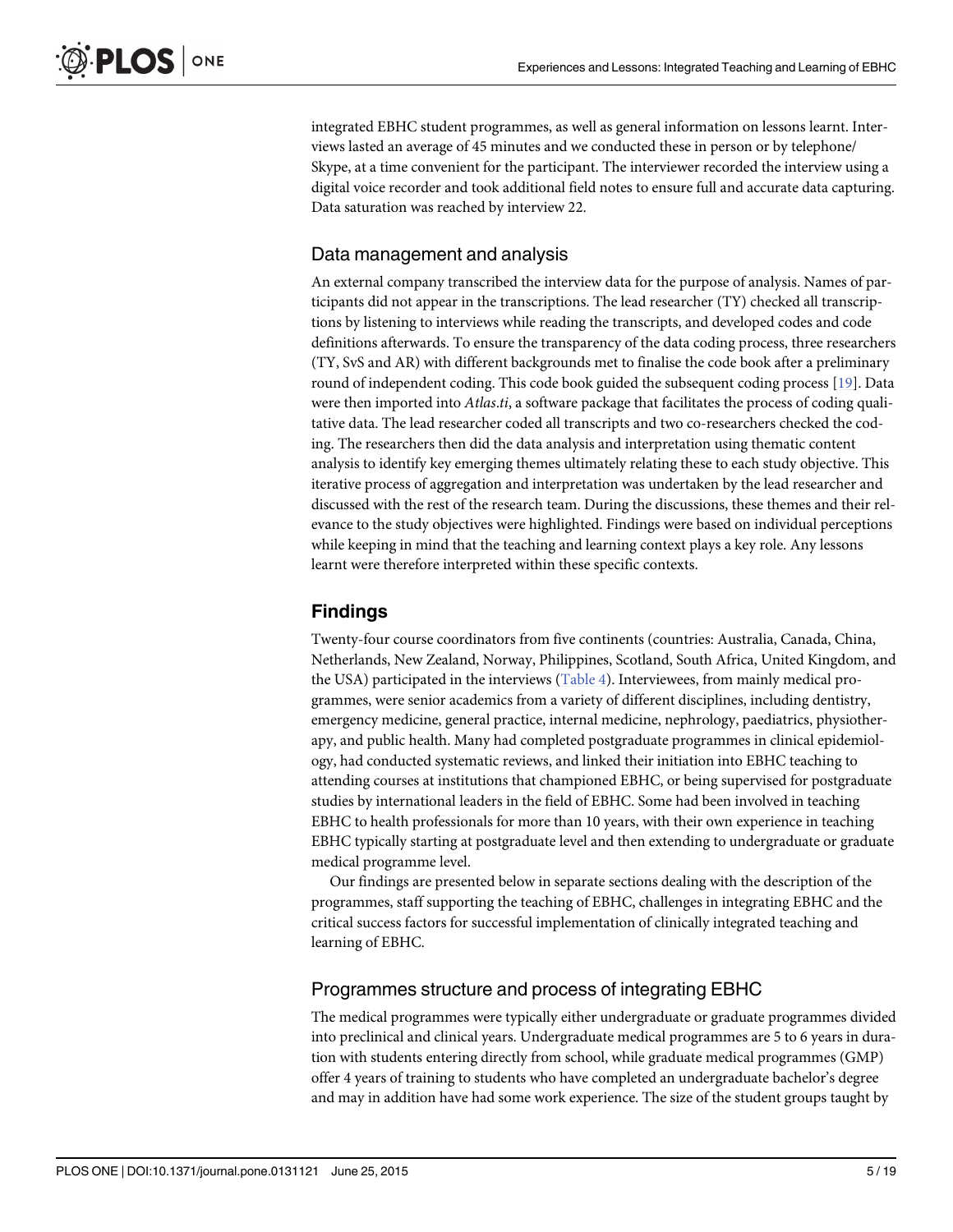integrated EBHC student programmes, as well as general information on lessons learnt. Interviews lasted an average of 45 minutes and we conducted these in person or by telephone/Skype, at a time convenient for the participant. The interviewer recorded the interview using a digital voice recorder and took additional field notes to ensure full and accurate data capturing. Data saturation was reached by interview 22.

## Data management and analysis

An external company transcribed the interview data for the purpose of analysis. Names of participants did not appear in the transcriptions. The lead researcher (TY) checked all transcriptions by listening to interviews while reading the transcripts, and developed codes and code definitions afterwards. To ensure the transparency of the data coding process, three researchers (TY, SvS and AR) with different backgrounds met to finalise the code book after a preliminary round of independent coding. This code book guided the subsequent coding process [19]. Data were then imported into *Atlas.ti*, a software package that facilitates the process of coding qualitative data. The lead researcher coded all transcripts and two co-researchers checked the coding. The researchers then did the data analysis and interpretation using thematic content analysis to identify key emerging themes ultimately relating these to each study objective. This iterative process of aggregation and interpretation was undertaken by the lead researcher and discussed with the rest of the research team. During the discussions, these themes and their relevance to the study objectives were highlighted. Findings were based on individual perceptions while keeping in mind that the teaching and learning context plays a key role. Any lessons learnt were therefore interpreted within these specific contexts.

# Findings

Twenty-four course coordinators from five continents (countries: Australia, Canada, China, Netherlands, New Zealand, Norway, Philippines, Scotland, South Africa, United Kingdom, and the USA) participated in the interviews (Table 4). Interviewees, from mainly medical programmes, were senior academics from a variety of different disciplines, including dentistry, emergency medicine, general practice, internal medicine, nephrology, paediatrics, physiotherapy, and public health. Many had completed postgraduate programmes in clinical epidemiology, had conducted systematic reviews, and linked their initiation into EBHC teaching to attending courses at institutions that championed EBHC, or being supervised for postgraduate studies by international leaders in the field of EBHC. Some had been involved in teaching EBHC to health professionals for more than 10 years, with their own experience in teaching EBHC typically starting at postgraduate level and then extending to undergraduate or graduate medical programme level.

Our findings are presented below in separate sections dealing with the description of the programmes, staff supporting the teaching of EBHC, challenges in integrating EBHC and the critical success factors for successful implementation of clinically integrated teaching and learning of EBHC.

## Programmes structure and process of integrating EBHC

The medical programmes were typically either undergraduate or graduate programmes divided into preclinical and clinical years. Undergraduate medical programmes are 5 to 6 years in duration with students entering directly from school, while graduate medical programmes (GMP) offer 4 years of training to students who have completed an undergraduate bachelor's degree and may in addition have had some work experience. The size of the student groups taught by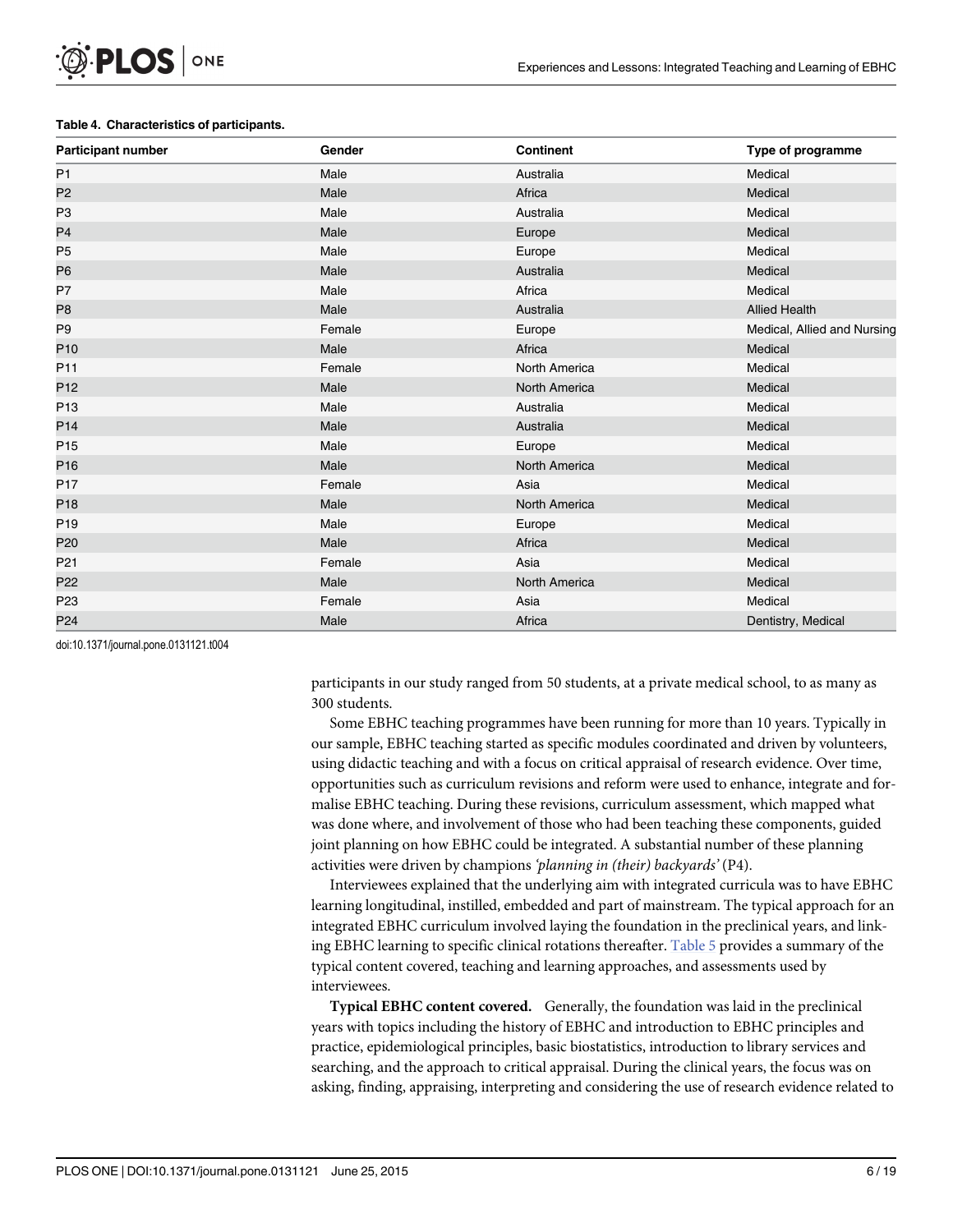**Table 4. Characteristics of participants.**

| Participant number | Gender | Continent | Type of programme |
|---|---|---|---|
| P1 | Male | Australia | Medical |
| P2 | Male | Africa | Medical |
| P3 | Male | Australia | Medical |
| P4 | Male | Europe | Medical |
| P5 | Male | Europe | Medical |
| P6 | Male | Australia | Medical |
| P7 | Male | Africa | Medical |
| P8 | Male | Australia | Allied Health |
| P9 | Female | Europe | Medical, Allied and Nursing |
| P10 | Male | Africa | Medical |
| P11 | Female | North America | Medical |
| P12 | Male | North America | Medical |
| P13 | Male | Australia | Medical |
| P14 | Male | Australia | Medical |
| P15 | Male | Europe | Medical |
| P16 | Male | North America | Medical |
| P17 | Female | Asia | Medical |
| P18 | Male | North America | Medical |
| P19 | Male | Europe | Medical |
| P20 | Male | Africa | Medical |
| P21 | Female | Asia | Medical |
| P22 | Male | North America | Medical |
| P23 | Female | Asia | Medical |
| P24 | Male | Africa | Dentistry, Medical |

doi:10.1371/journal.pone.0131121.t004

participants in our study ranged from 50 students, at a private medical school, to as many as 300 students.

Some EBHC teaching programmes have been running for more than 10 years. Typically in our sample, EBHC teaching started as specific modules coordinated and driven by volunteers, using didactic teaching and with a focus on critical appraisal of research evidence. Over time, opportunities such as curriculum revisions and reform were used to enhance, integrate and formalise EBHC teaching. During these revisions, curriculum assessment, which mapped what was done where, and involvement of those who had been teaching these components, guided joint planning on how EBHC could be integrated. A substantial number of these planning activities were driven by champions *'planning in (their) backyards'* (P4).

Interviewees explained that the underlying aim with integrated curricula was to have EBHC learning longitudinal, instilled, embedded and part of mainstream. The typical approach for an integrated EBHC curriculum involved laying the foundation in the preclinical years, and linking EBHC learning to specific clinical rotations thereafter. Table 5 provides a summary of the typical content covered, teaching and learning approaches, and assessments used by interviewees.

**Typical EBHC content covered.** Generally, the foundation was laid in the preclinical years with topics including the history of EBHC and introduction to EBHC principles and practice, epidemiological principles, basic biostatistics, introduction to library services and searching, and the approach to critical appraisal. During the clinical years, the focus was on asking, finding, appraising, interpreting and considering the use of research evidence related to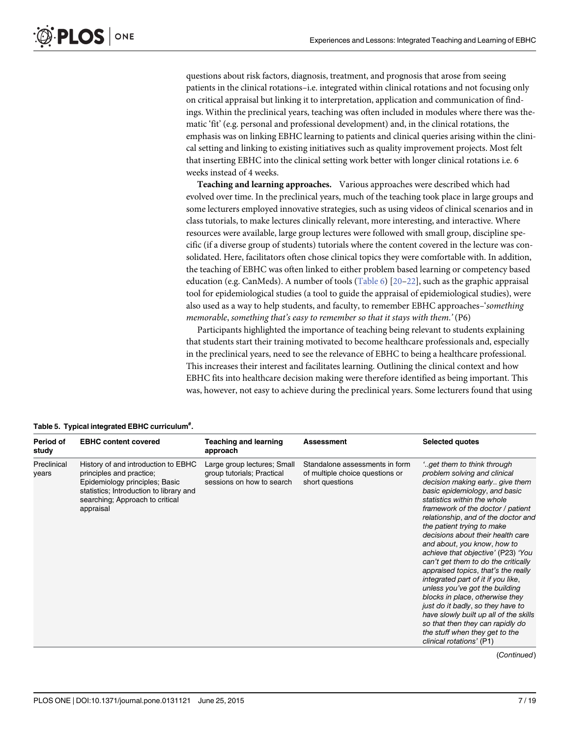questions about risk factors, diagnosis, treatment, and prognosis that arose from seeing patients in the clinical rotations–i.e. integrated within clinical rotations and not focusing only on critical appraisal but linking it to interpretation, application and communication of findings. Within the preclinical years, teaching was often included in modules where there was thematic 'fit' (e.g. personal and professional development) and, in the clinical rotations, the emphasis was on linking EBHC learning to patients and clinical queries arising within the clinical setting and linking to existing initiatives such as quality improvement projects. Most felt that inserting EBHC into the clinical setting work better with longer clinical rotations i.e. 6 weeks instead of 4 weeks.

**Teaching and learning approaches.** Various approaches were described which had evolved over time. In the preclinical years, much of the teaching took place in large groups and some lecturers employed innovative strategies, such as using videos of clinical scenarios and in class tutorials, to make lectures clinically relevant, more interesting, and interactive. Where resources were available, large group lectures were followed with small group, discipline specific (if a diverse group of students) tutorials where the content covered in the lecture was consolidated. Here, facilitators often chose clinical topics they were comfortable with. In addition, the teaching of EBHC was often linked to either problem based learning or competency based education (e.g. CanMeds). A number of tools (Table 6) [20–22], such as the graphic appraisal tool for epidemiological studies (a tool to guide the appraisal of epidemiological studies), were also used as a way to help students, and faculty, to remember EBHC approaches–'*something memorable, something that's easy to remember so that it stays with them.*' (P6)

Participants highlighted the importance of teaching being relevant to students explaining that students start their training motivated to become healthcare professionals and, especially in the preclinical years, need to see the relevance of EBHC to being a healthcare professional. This increases their interest and facilitates learning. Outlining the clinical context and how EBHC fits into healthcare decision making were therefore identified as being important. This was, however, not easy to achieve during the preclinical years. Some lecturers found that using

**Table 5. Typical integrated EBHC curriculum[#].**

| Period of study | EBHC content covered | Teaching and learning approach | Assessment | Selected quotes |
|---|---|---|---|---|
| Preclinical years | History of and introduction to EBHC principles and practice; Epidemiology principles; Basic statistics; Introduction to library and searching; Approach to critical appraisal | Large group lectures; Small group tutorials; Practical sessions on how to search | Standalone assessments in form of multiple choice questions or short questions | *'..get them to think through problem solving and clinical decision making early.. give them basic epidemiology, and basic statistics within the whole framework of the doctor / patient relationship, and of the doctor and the patient trying to make decisions about their health care and about, you know, how to achieve that objective'* (P23) *'You can't get them to do the critically appraised topics, that's the really integrated part of it if you like, unless you've got the building blocks in place, otherwise they just do it badly, so they have to have slowly built up all of the skills so that then they can rapidly do the stuff when they get to the clinical rotations'* (P1) |

(*Continued*)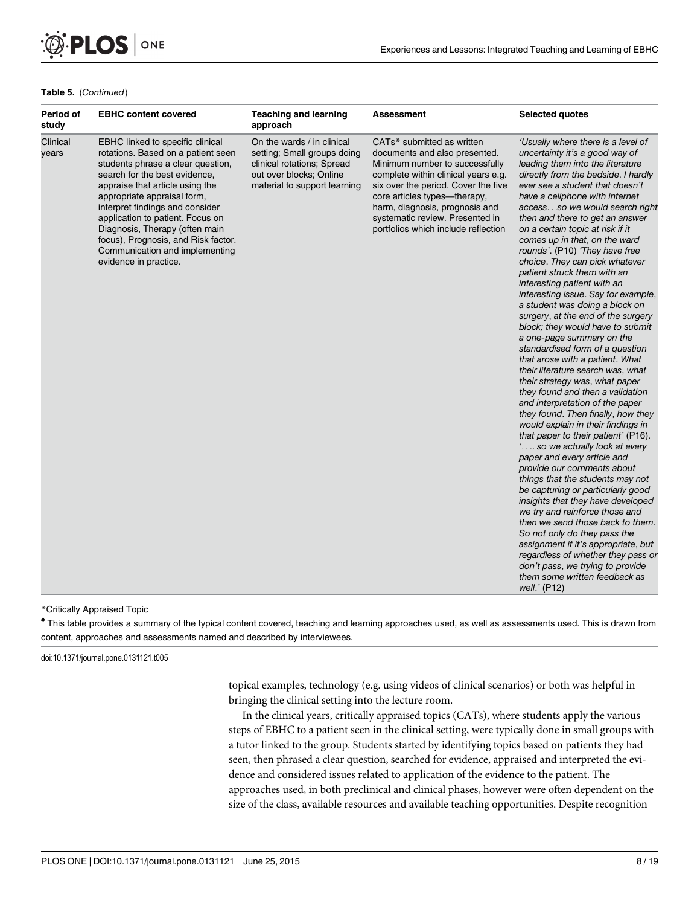**Table 5.** (*Continued*)

| Period of study | EBHC content covered | Teaching and learning approach | Assessment | Selected quotes |
|---|---|---|---|---|
| Clinical years | EBHC linked to specific clinical rotations. Based on a patient seen students phrase a clear question, search for the best evidence, appraise that article using the appropriate appraisal form, interpret findings and consider application to patient. Focus on Diagnosis, Therapy (often main focus), Prognosis, and Risk factor. Communication and implementing evidence in practice. | On the wards / in clinical setting; Small groups doing clinical rotations; Spread out over blocks; Online material to support learning | CATs* submitted as written documents and also presented. Minimum number to successfully complete within clinical years e.g. six over the period. Cover the five core articles types—therapy, harm, diagnosis, prognosis and systematic review. Presented in portfolios which include reflection | *'Usually where there is a level of uncertainty it's a good way of leading them into the literature directly from the bedside. I hardly ever see a student that doesn't have a cellphone with internet access. . .so we would search right then and there to get an answer on a certain topic at risk if it comes up in that, on the ward rounds'*. (P10) *'They have free choice. They can pick whatever patient struck them with an interesting patient with an interesting issue. Say for example, a student was doing a block on surgery, at the end of the surgery block; they would have to submit a one-page summary on the standardised form of a question that arose with a patient. What their literature search was, what their strategy was, what paper they found and then a validation and interpretation of the paper they found. Then finally, how they would explain in their findings in that paper to their patient'* (P16). *'. . .. so we actually look at every paper and every article and provide our comments about things that the students may not be capturing or particularly good insights that they have developed we try and reinforce those and then we send those back to them. So not only do they pass the assignment if it's appropriate, but regardless of whether they pass or don't pass, we trying to provide them some written feedback as well.'* (P12) |

*Critically Appraised Topic

# This table provides a summary of the typical content covered, teaching and learning approaches used, as well as assessments used. This is drawn from content, approaches and assessments named and described by interviewees.

doi:10.1371/journal.pone.0131121.t005

topical examples, technology (e.g. using videos of clinical scenarios) or both was helpful in bringing the clinical setting into the lecture room.

In the clinical years, critically appraised topics (CATs), where students apply the various steps of EBHC to a patient seen in the clinical setting, were typically done in small groups with a tutor linked to the group. Students started by identifying topics based on patients they had seen, then phrased a clear question, searched for evidence, appraised and interpreted the evidence and considered issues related to application of the evidence to the patient. The approaches used, in both preclinical and clinical phases, however were often dependent on the size of the class, available resources and available teaching opportunities. Despite recognition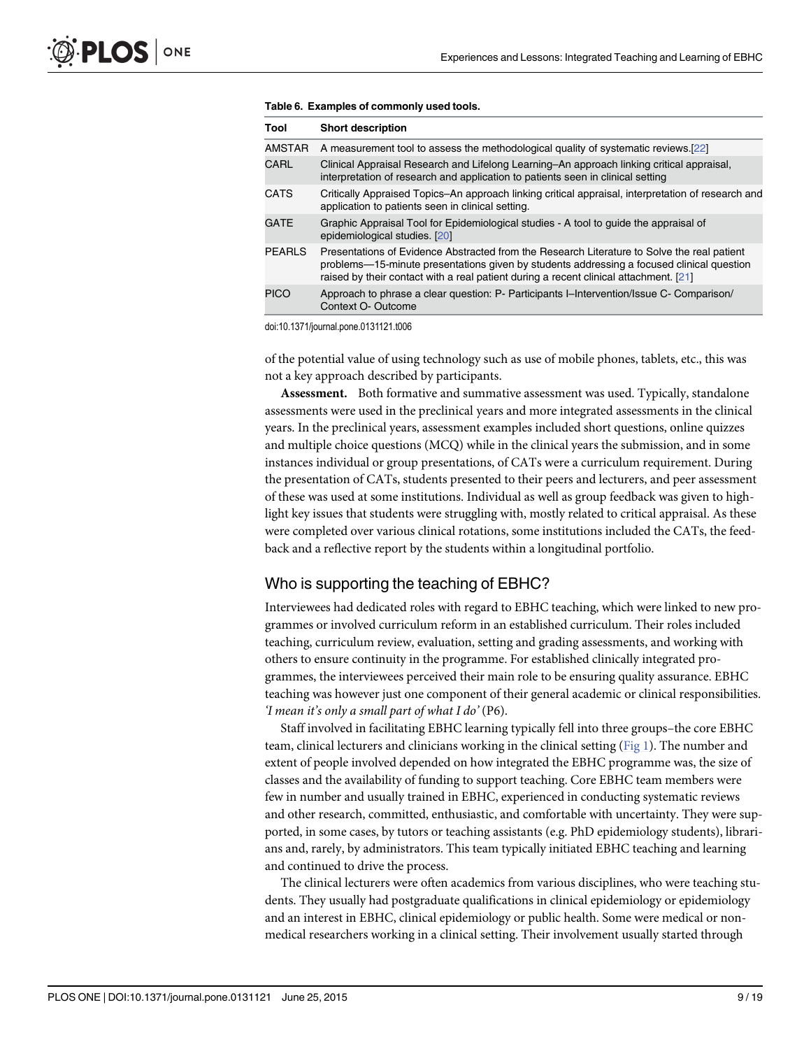**Table 6. Examples of commonly used tools.**

| Tool | Short description |
|---|---|
| AMSTAR | A measurement tool to assess the methodological quality of systematic reviews.[22] |
| CARL | Clinical Appraisal Research and Lifelong Learning–An approach linking critical appraisal, interpretation of research and application to patients seen in clinical setting |
| CATS | Critically Appraised Topics–An approach linking critical appraisal, interpretation of research and application to patients seen in clinical setting. |
| GATE | Graphic Appraisal Tool for Epidemiological studies - A tool to guide the appraisal of epidemiological studies. [20] |
| PEARLS | Presentations of Evidence Abstracted from the Research Literature to Solve the real patient problems—15-minute presentations given by students addressing a focused clinical question raised by their contact with a real patient during a recent clinical attachment. [21] |
| PICO | Approach to phrase a clear question: P- Participants I–Intervention/Issue C- Comparison/ Context O- Outcome |

doi:10.1371/journal.pone.0131121.t006

of the potential value of using technology such as use of mobile phones, tablets, etc., this was not a key approach described by participants.

**Assessment.** Both formative and summative assessment was used. Typically, standalone assessments were used in the preclinical years and more integrated assessments in the clinical years. In the preclinical years, assessment examples included short questions, online quizzes and multiple choice questions (MCQ) while in the clinical years the submission, and in some instances individual or group presentations, of CATs were a curriculum requirement. During the presentation of CATs, students presented to their peers and lecturers, and peer assessment of these was used at some institutions. Individual as well as group feedback was given to highlight key issues that students were struggling with, mostly related to critical appraisal. As these were completed over various clinical rotations, some institutions included the CATs, the feedback and a reflective report by the students within a longitudinal portfolio.

## Who is supporting the teaching of EBHC?

Interviewees had dedicated roles with regard to EBHC teaching, which were linked to new programmes or involved curriculum reform in an established curriculum. Their roles included teaching, curriculum review, evaluation, setting and grading assessments, and working with others to ensure continuity in the programme. For established clinically integrated programmes, the interviewees perceived their main role to be ensuring quality assurance. EBHC teaching was however just one component of their general academic or clinical responsibilities. *'I mean it's only a small part of what I do'* (P6).

Staff involved in facilitating EBHC learning typically fell into three groups–the core EBHC team, clinical lecturers and clinicians working in the clinical setting (Fig 1). The number and extent of people involved depended on how integrated the EBHC programme was, the size of classes and the availability of funding to support teaching. Core EBHC team members were few in number and usually trained in EBHC, experienced in conducting systematic reviews and other research, committed, enthusiastic, and comfortable with uncertainty. They were supported, in some cases, by tutors or teaching assistants (e.g. PhD epidemiology students), librarians and, rarely, by administrators. This team typically initiated EBHC teaching and learning and continued to drive the process.

The clinical lecturers were often academics from various disciplines, who were teaching students. They usually had postgraduate qualifications in clinical epidemiology or epidemiology and an interest in EBHC, clinical epidemiology or public health. Some were medical or non-medical researchers working in a clinical setting. Their involvement usually started through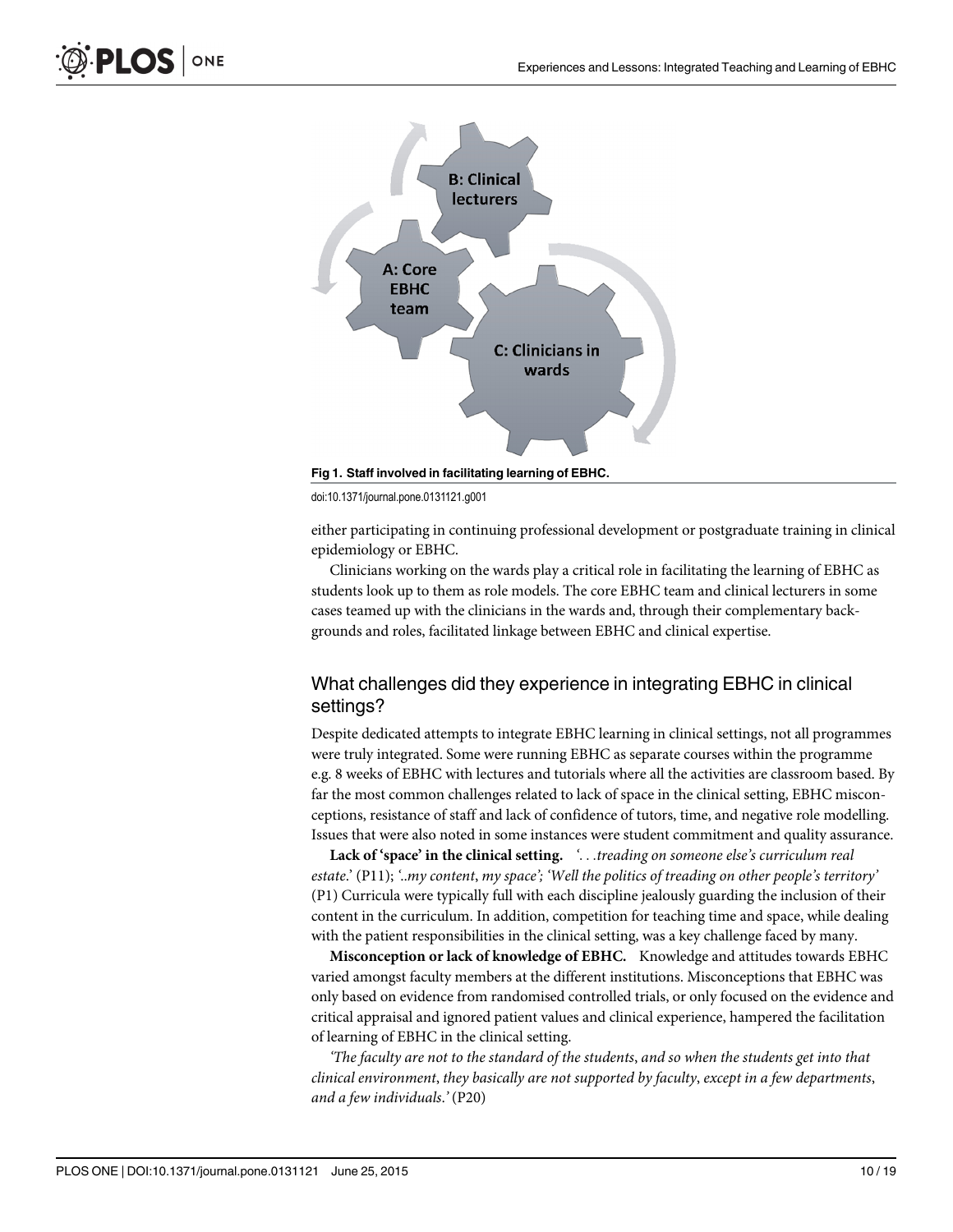Fig 1. Staff involved in facilitating learning of EBHC.

doi:10.1371/journal.pone.0131121.g001

either participating in continuing professional development or postgraduate training in clinical epidemiology or EBHC.

Clinicians working on the wards play a critical role in facilitating the learning of EBHC as students look up to them as role models. The core EBHC team and clinical lecturers in some cases teamed up with the clinicians in the wards and, through their complementary backgrounds and roles, facilitated linkage between EBHC and clinical expertise.

## What challenges did they experience in integrating EBHC in clinical settings?

Despite dedicated attempts to integrate EBHC learning in clinical settings, not all programmes were truly integrated. Some were running EBHC as separate courses within the programme e.g. 8 weeks of EBHC with lectures and tutorials where all the activities are classroom based. By far the most common challenges related to lack of space in the clinical setting, EBHC misconceptions, resistance of staff and lack of confidence of tutors, time, and negative role modelling. Issues that were also noted in some instances were student commitment and quality assurance.

**Lack of 'space' in the clinical setting.** *'. . .treading on someone else's curriculum real estate.'* (P11); *'..my content, my space'; 'Well the politics of treading on other people's territory'* (P1) Curricula were typically full with each discipline jealously guarding the inclusion of their content in the curriculum. In addition, competition for teaching time and space, while dealing with the patient responsibilities in the clinical setting, was a key challenge faced by many.

**Misconception or lack of knowledge of EBHC.** Knowledge and attitudes towards EBHC varied amongst faculty members at the different institutions. Misconceptions that EBHC was only based on evidence from randomised controlled trials, or only focused on the evidence and critical appraisal and ignored patient values and clinical experience, hampered the facilitation of learning of EBHC in the clinical setting.

*'The faculty are not to the standard of the students, and so when the students get into that clinical environment, they basically are not supported by faculty, except in a few departments, and a few individuals.'* (P20)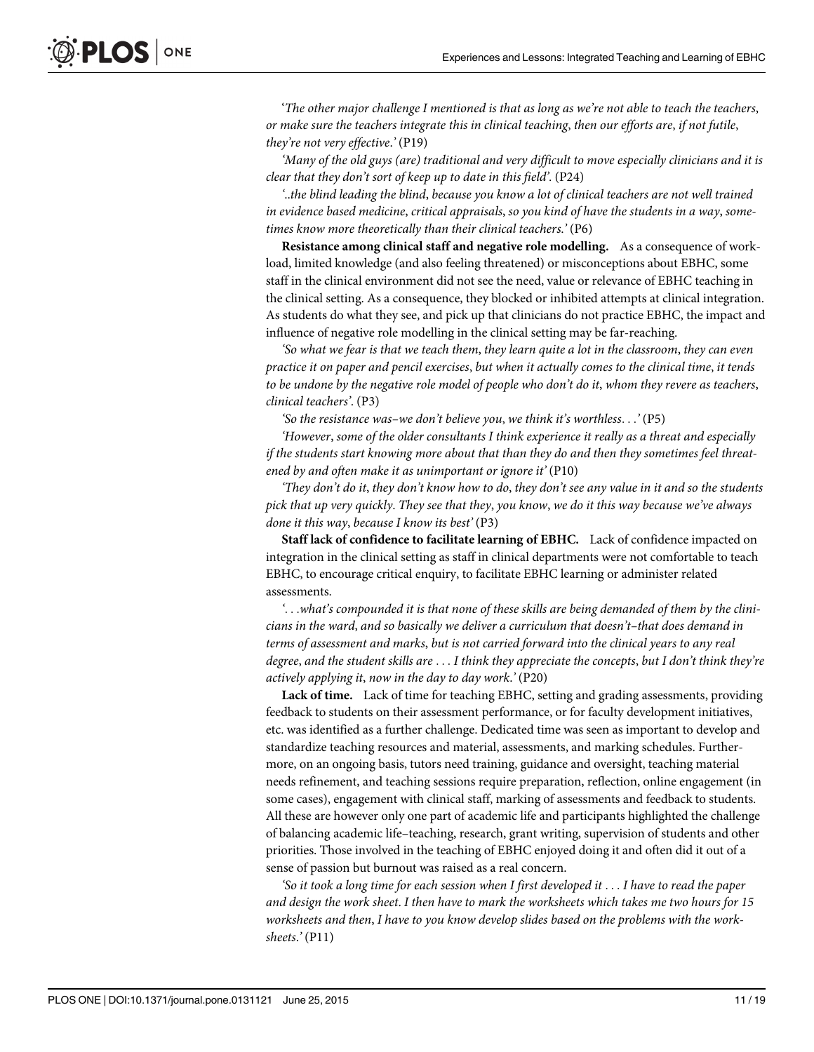*'The other major challenge I mentioned is that as long as we're not able to teach the teachers, or make sure the teachers integrate this in clinical teaching, then our efforts are, if not futile, they're not very effective.'* (P19)

*'Many of the old guys (are) traditional and very difficult to move especially clinicians and it is clear that they don't sort of keep up to date in this field'.* (P24)

*'..the blind leading the blind, because you know a lot of clinical teachers are not well trained in evidence based medicine, critical appraisals, so you kind of have the students in a way, sometimes know more theoretically than their clinical teachers.'* (P6)

**Resistance among clinical staff and negative role modelling.** As a consequence of workload, limited knowledge (and also feeling threatened) or misconceptions about EBHC, some staff in the clinical environment did not see the need, value or relevance of EBHC teaching in the clinical setting. As a consequence, they blocked or inhibited attempts at clinical integration. As students do what they see, and pick up that clinicians do not practice EBHC, the impact and influence of negative role modelling in the clinical setting may be far-reaching.

*'So what we fear is that we teach them, they learn quite a lot in the classroom, they can even practice it on paper and pencil exercises, but when it actually comes to the clinical time, it tends to be undone by the negative role model of people who don't do it, whom they revere as teachers, clinical teachers'.* (P3)

*'So the resistance was–we don't believe you, we think it's worthless. . .'* (P5)

*'However, some of the older consultants I think experience it really as a threat and especially if the students start knowing more about that than they do and then they sometimes feel threatened by and often make it as unimportant or ignore it'* (P10)

*'They don't do it, they don't know how to do, they don't see any value in it and so the students pick that up very quickly. They see that they, you know, we do it this way because we've always done it this way, because I know its best'* (P3)

**Staff lack of confidence to facilitate learning of EBHC.** Lack of confidence impacted on integration in the clinical setting as staff in clinical departments were not comfortable to teach EBHC, to encourage critical enquiry, to facilitate EBHC learning or administer related assessments.

*'. . .what's compounded it is that none of these skills are being demanded of them by the clinicians in the ward, and so basically we deliver a curriculum that doesn't–that does demand in terms of assessment and marks, but is not carried forward into the clinical years to any real degree, and the student skills are . . . I think they appreciate the concepts, but I don't think they're actively applying it, now in the day to day work.'* (P20)

**Lack of time.** Lack of time for teaching EBHC, setting and grading assessments, providing feedback to students on their assessment performance, or for faculty development initiatives, etc. was identified as a further challenge. Dedicated time was seen as important to develop and standardize teaching resources and material, assessments, and marking schedules. Furthermore, on an ongoing basis, tutors need training, guidance and oversight, teaching material needs refinement, and teaching sessions require preparation, reflection, online engagement (in some cases), engagement with clinical staff, marking of assessments and feedback to students. All these are however only one part of academic life and participants highlighted the challenge of balancing academic life–teaching, research, grant writing, supervision of students and other priorities. Those involved in the teaching of EBHC enjoyed doing it and often did it out of a sense of passion but burnout was raised as a real concern.

*'So it took a long time for each session when I first developed it . . . I have to read the paper and design the work sheet. I then have to mark the worksheets which takes me two hours for 15 worksheets and then, I have to you know develop slides based on the problems with the worksheets.'* (P11)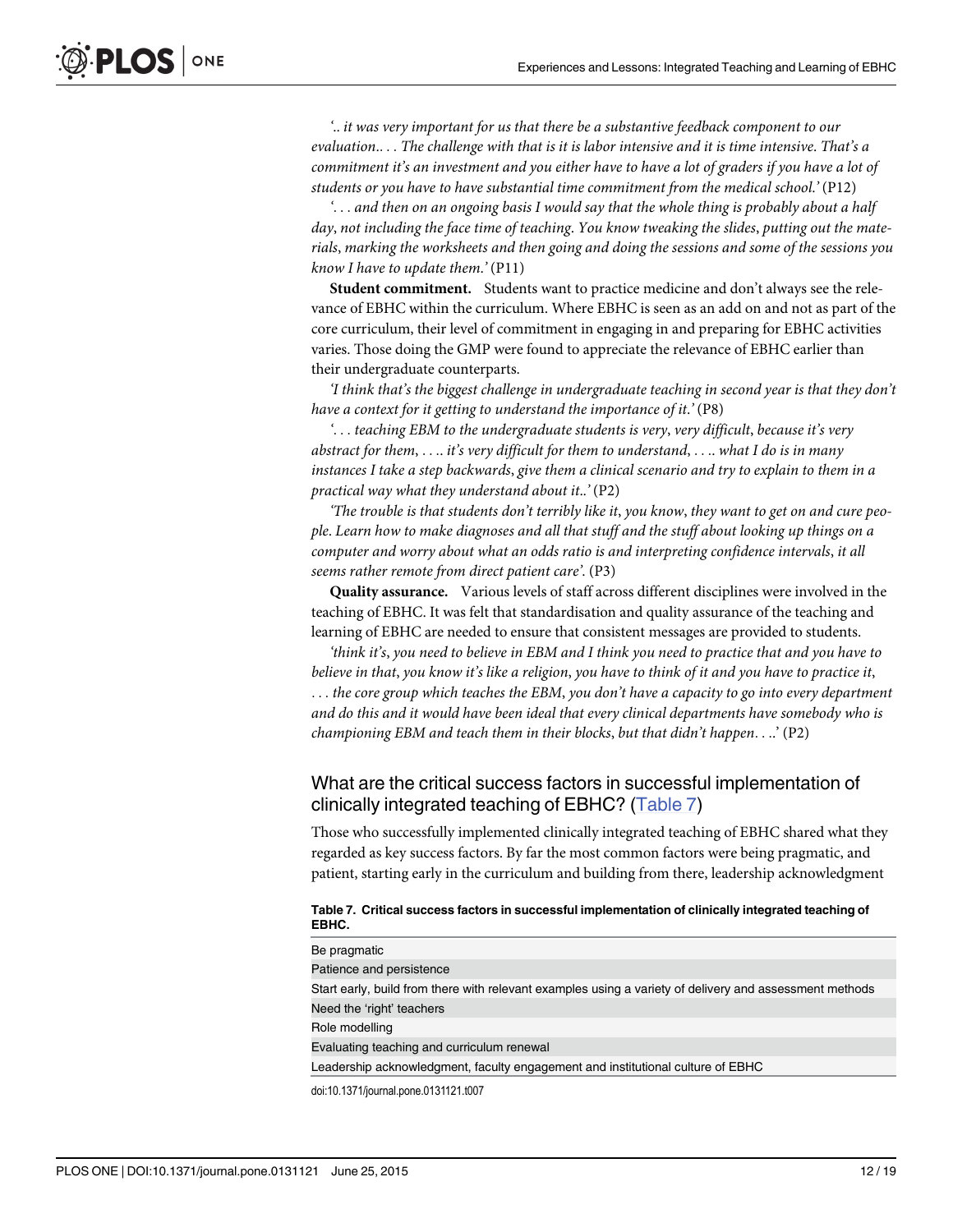*'.. it was very important for us that there be a substantive feedback component to our evaluation.. . . The challenge with that is it is labor intensive and it is time intensive. That's a commitment it's an investment and you either have to have a lot of graders if you have a lot of students or you have to have substantial time commitment from the medical school.'* (P12)

*'. . . and then on an ongoing basis I would say that the whole thing is probably about a half day, not including the face time of teaching. You know tweaking the slides, putting out the materials, marking the worksheets and then going and doing the sessions and some of the sessions you know I have to update them.'* (P11)

**Student commitment.** Students want to practice medicine and don't always see the relevance of EBHC within the curriculum. Where EBHC is seen as an add on and not as part of the core curriculum, their level of commitment in engaging in and preparing for EBHC activities varies. Those doing the GMP were found to appreciate the relevance of EBHC earlier than their undergraduate counterparts.

*'I think that's the biggest challenge in undergraduate teaching in second year is that they don't have a context for it getting to understand the importance of it.'* (P8)

*'. . . teaching EBM to the undergraduate students is very, very difficult, because it's very abstract for them, . . .. it's very difficult for them to understand, . . .. what I do is in many instances I take a step backwards, give them a clinical scenario and try to explain to them in a practical way what they understand about it..'* (P2)

*'The trouble is that students don't terribly like it, you know, they want to get on and cure people. Learn how to make diagnoses and all that stuff and the stuff about looking up things on a computer and worry about what an odds ratio is and interpreting confidence intervals, it all seems rather remote from direct patient care'.* (P3)

**Quality assurance.** Various levels of staff across different disciplines were involved in the teaching of EBHC. It was felt that standardisation and quality assurance of the teaching and learning of EBHC are needed to ensure that consistent messages are provided to students.

*'think it's, you need to believe in EBM and I think you need to practice that and you have to believe in that, you know it's like a religion, you have to think of it and you have to practice it, . . . the core group which teaches the EBM, you don't have a capacity to go into every department and do this and it would have been ideal that every clinical departments have somebody who is championing EBM and teach them in their blocks, but that didn't happen. . ..'* (P2)

## What are the critical success factors in successful implementation of clinically integrated teaching of EBHC? (Table 7)

Those who successfully implemented clinically integrated teaching of EBHC shared what they regarded as key success factors. By far the most common factors were being pragmatic, and patient, starting early in the curriculum and building from there, leadership acknowledgment

**Table 7. Critical success factors in successful implementation of clinically integrated teaching of EBHC.**

| |
|---|
| Be pragmatic |
| Patience and persistence |
| Start early, build from there with relevant examples using a variety of delivery and assessment methods |
| Need the 'right' teachers |
| Role modelling |
| Evaluating teaching and curriculum renewal |
| Leadership acknowledgment, faculty engagement and institutional culture of EBHC |

doi:10.1371/journal.pone.0131121.t007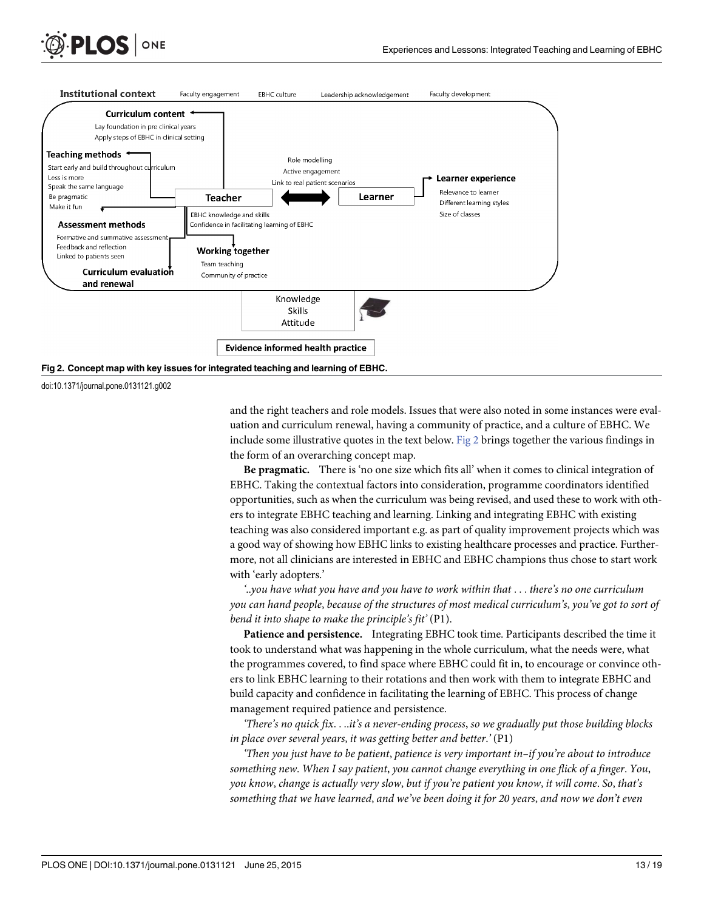Fig 2. Concept map with key issues for integrated teaching and learning of EBHC.

doi:10.1371/journal.pone.0131121.g002

and the right teachers and role models. Issues that were also noted in some instances were evaluation and curriculum renewal, having a community of practice, and a culture of EBHC. We include some illustrative quotes in the text below. Fig 2 brings together the various findings in the form of an overarching concept map.

**Be pragmatic.** There is 'no one size which fits all' when it comes to clinical integration of EBHC. Taking the contextual factors into consideration, programme coordinators identified opportunities, such as when the curriculum was being revised, and used these to work with others to integrate EBHC teaching and learning. Linking and integrating EBHC with existing teaching was also considered important e.g. as part of quality improvement projects which was a good way of showing how EBHC links to existing healthcare processes and practice. Furthermore, not all clinicians are interested in EBHC and EBHC champions thus chose to start work with 'early adopters.'

*'..you have what you have and you have to work within that . . . there's no one curriculum you can hand people, because of the structures of most medical curriculum's, you've got to sort of bend it into shape to make the principle's fit'* (P1).

**Patience and persistence.** Integrating EBHC took time. Participants described the time it took to understand what was happening in the whole curriculum, what the needs were, what the programmes covered, to find space where EBHC could fit in, to encourage or convince others to link EBHC learning to their rotations and then work with them to integrate EBHC and build capacity and confidence in facilitating the learning of EBHC. This process of change management required patience and persistence.

*'There's no quick fix. . ..it's a never-ending process, so we gradually put those building blocks in place over several years, it was getting better and better.'* (P1)

*'Then you just have to be patient, patience is very important in–if you're about to introduce something new. When I say patient, you cannot change everything in one flick of a finger. You, you know, change is actually very slow, but if you're patient you know, it will come. So, that's something that we have learned, and we've been doing it for 20 years, and now we don't even*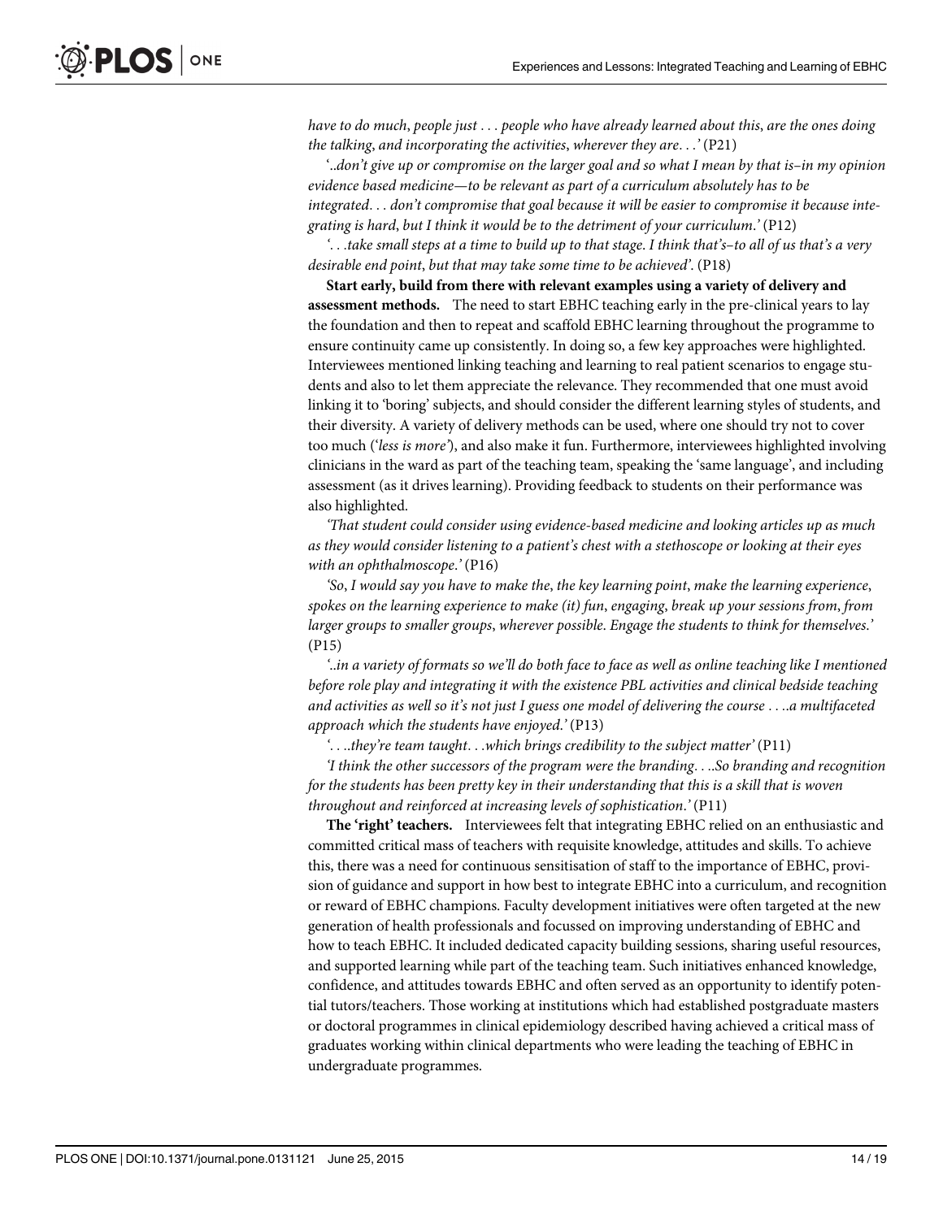*have to do much, people just . . . people who have already learned about this, are the ones doing the talking, and incorporating the activities, wherever they are. . .'* (P21)

*'..don't give up or compromise on the larger goal and so what I mean by that is–in my opinion evidence based medicine—to be relevant as part of a curriculum absolutely has to be integrated. . . don't compromise that goal because it will be easier to compromise it because integrating is hard, but I think it would be to the detriment of your curriculum.'* (P12)

*'. . .take small steps at a time to build up to that stage. I think that's–to all of us that's a very desirable end point, but that may take some time to be achieved'.* (P18)

**Start early, build from there with relevant examples using a variety of delivery and assessment methods.** The need to start EBHC teaching early in the pre-clinical years to lay the foundation and then to repeat and scaffold EBHC learning throughout the programme to ensure continuity came up consistently. In doing so, a few key approaches were highlighted. Interviewees mentioned linking teaching and learning to real patient scenarios to engage students and also to let them appreciate the relevance. They recommended that one must avoid linking it to 'boring' subjects, and should consider the different learning styles of students, and their diversity. A variety of delivery methods can be used, where one should try not to cover too much (*'less is more'*), and also make it fun. Furthermore, interviewees highlighted involving clinicians in the ward as part of the teaching team, speaking the 'same language', and including assessment (as it drives learning). Providing feedback to students on their performance was also highlighted.

*'That student could consider using evidence-based medicine and looking articles up as much as they would consider listening to a patient's chest with a stethoscope or looking at their eyes with an ophthalmoscope.'* (P16)

*'So, I would say you have to make the, the key learning point, make the learning experience, spokes on the learning experience to make (it) fun, engaging, break up your sessions from, from larger groups to smaller groups, wherever possible. Engage the students to think for themselves.'* (P15)

*'..in a variety of formats so we'll do both face to face as well as online teaching like I mentioned before role play and integrating it with the existence PBL activities and clinical bedside teaching and activities as well so it's not just I guess one model of delivering the course . . ..a multifaceted approach which the students have enjoyed.'* (P13)

*'. . ..they're team taught. . .which brings credibility to the subject matter'* (P11)

*'I think the other successors of the program were the branding. . ..So branding and recognition for the students has been pretty key in their understanding that this is a skill that is woven throughout and reinforced at increasing levels of sophistication.'* (P11)

**The 'right' teachers.** Interviewees felt that integrating EBHC relied on an enthusiastic and committed critical mass of teachers with requisite knowledge, attitudes and skills. To achieve this, there was a need for continuous sensitisation of staff to the importance of EBHC, provision of guidance and support in how best to integrate EBHC into a curriculum, and recognition or reward of EBHC champions. Faculty development initiatives were often targeted at the new generation of health professionals and focussed on improving understanding of EBHC and how to teach EBHC. It included dedicated capacity building sessions, sharing useful resources, and supported learning while part of the teaching team. Such initiatives enhanced knowledge, confidence, and attitudes towards EBHC and often served as an opportunity to identify potential tutors/teachers. Those working at institutions which had established postgraduate masters or doctoral programmes in clinical epidemiology described having achieved a critical mass of graduates working within clinical departments who were leading the teaching of EBHC in undergraduate programmes.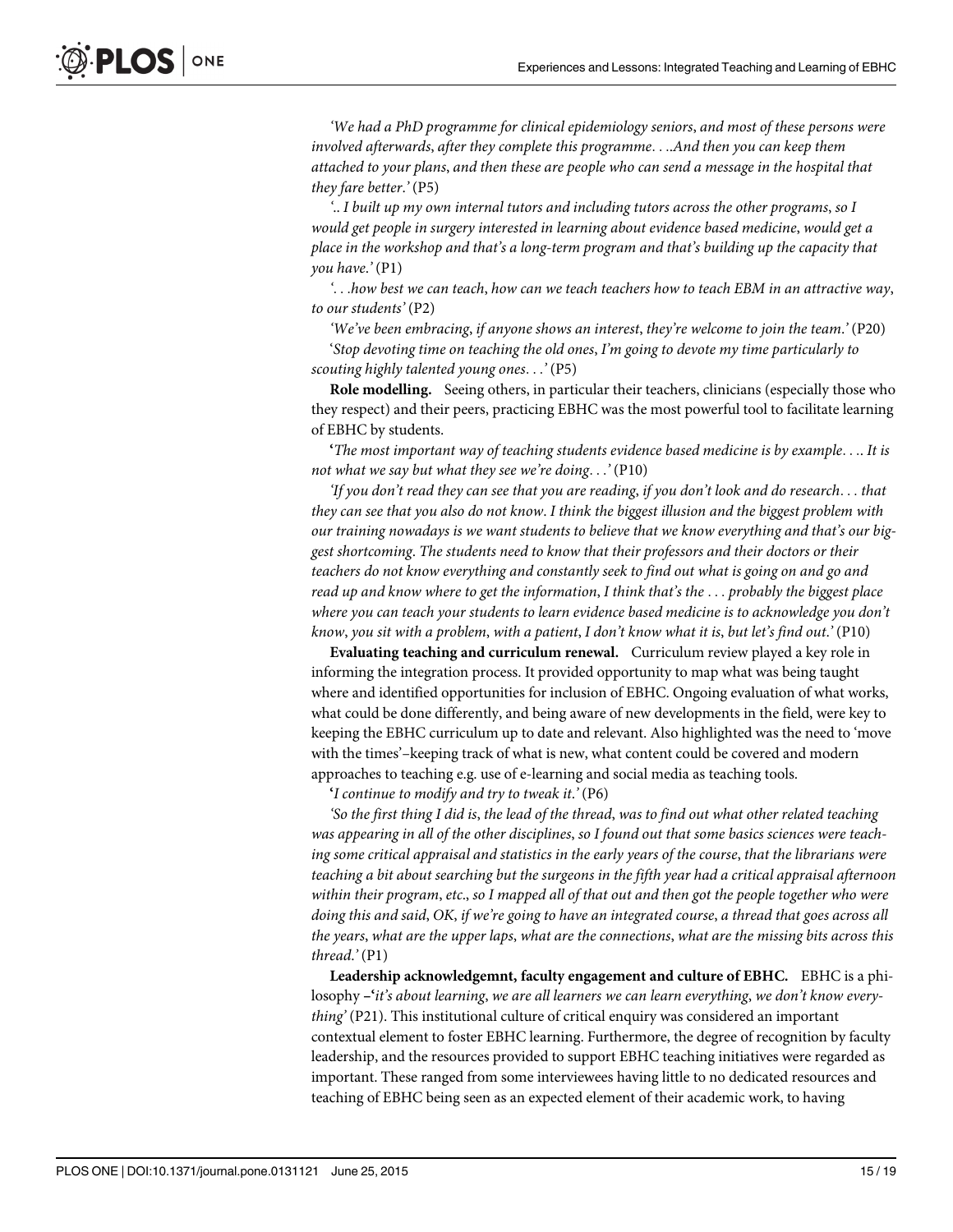*'We had a PhD programme for clinical epidemiology seniors, and most of these persons were involved afterwards, after they complete this programme. . ..And then you can keep them attached to your plans, and then these are people who can send a message in the hospital that they fare better.'* (P5)

*'.. I built up my own internal tutors and including tutors across the other programs, so I would get people in surgery interested in learning about evidence based medicine, would get a place in the workshop and that's a long-term program and that's building up the capacity that you have.'* (P1)

*'. . .how best we can teach, how can we teach teachers how to teach EBM in an attractive way, to our students'* (P2)

*'We've been embracing, if anyone shows an interest, they're welcome to join the team.'* (P20)

'*Stop devoting time on teaching the old ones, I'm going to devote my time particularly to scouting highly talented young ones. . .'* (P5)

**Role modelling.** Seeing others, in particular their teachers, clinicians (especially those who they respect) and their peers, practicing EBHC was the most powerful tool to facilitate learning of EBHC by students.

**'***The most important way of teaching students evidence based medicine is by example. . .. It is not what we say but what they see we're doing. . .'* (P10)

*'If you don't read they can see that you are reading, if you don't look and do research. . . that they can see that you also do not know. I think the biggest illusion and the biggest problem with our training nowadays is we want students to believe that we know everything and that's our biggest shortcoming. The students need to know that their professors and their doctors or their teachers do not know everything and constantly seek to find out what is going on and go and read up and know where to get the information, I think that's the . . . probably the biggest place where you can teach your students to learn evidence based medicine is to acknowledge you don't know, you sit with a problem, with a patient, I don't know what it is, but let's find out.'* (P10)

**Evaluating teaching and curriculum renewal.** Curriculum review played a key role in informing the integration process. It provided opportunity to map what was being taught where and identified opportunities for inclusion of EBHC. Ongoing evaluation of what works, what could be done differently, and being aware of new developments in the field, were key to keeping the EBHC curriculum up to date and relevant. Also highlighted was the need to 'move with the times'–keeping track of what is new, what content could be covered and modern approaches to teaching e.g. use of e-learning and social media as teaching tools.

**'***I continue to modify and try to tweak it.'* (P6)

*'So the first thing I did is, the lead of the thread, was to find out what other related teaching was appearing in all of the other disciplines, so I found out that some basics sciences were teaching some critical appraisal and statistics in the early years of the course, that the librarians were teaching a bit about searching but the surgeons in the fifth year had a critical appraisal afternoon within their program, etc., so I mapped all of that out and then got the people together who were doing this and said, OK, if we're going to have an integrated course, a thread that goes across all the years, what are the upper laps, what are the connections, what are the missing bits across this thread.'* (P1)

**Leadership acknowledgemnt, faculty engagement and culture of EBHC.** EBHC is a philosophy **–'***it's about learning, we are all learners we can learn everything, we don't know everything'* (P21). This institutional culture of critical enquiry was considered an important contextual element to foster EBHC learning. Furthermore, the degree of recognition by faculty leadership, and the resources provided to support EBHC teaching initiatives were regarded as important. These ranged from some interviewees having little to no dedicated resources and teaching of EBHC being seen as an expected element of their academic work, to having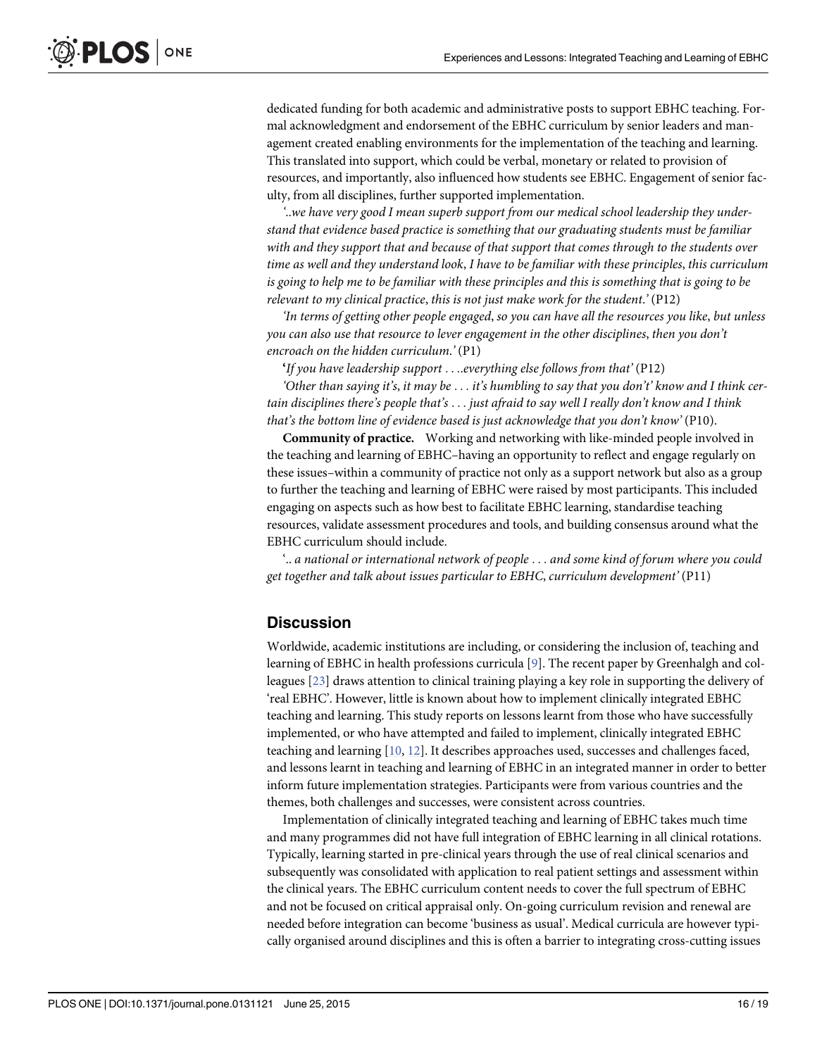dedicated funding for both academic and administrative posts to support EBHC teaching. Formal acknowledgment and endorsement of the EBHC curriculum by senior leaders and management created enabling environments for the implementation of the teaching and learning. This translated into support, which could be verbal, monetary or related to provision of resources, and importantly, also influenced how students see EBHC. Engagement of senior faculty, from all disciplines, further supported implementation.

*'..we have very good I mean superb support from our medical school leadership they understand that evidence based practice is something that our graduating students must be familiar with and they support that and because of that support that comes through to the students over time as well and they understand look, I have to be familiar with these principles, this curriculum is going to help me to be familiar with these principles and this is something that is going to be relevant to my clinical practice, this is not just make work for the student.'* (P12)

*'In terms of getting other people engaged, so you can have all the resources you like, but unless you can also use that resource to lever engagement in the other disciplines, then you don't encroach on the hidden curriculum.'* (P1)

**'***If you have leadership support . . ..everything else follows from that'* (P12)

*'Other than saying it's, it may be . . . it's humbling to say that you don't' know and I think certain disciplines there's people that's . . . just afraid to say well I really don't know and I think that's the bottom line of evidence based is just acknowledge that you don't know'* (P10).

**Community of practice.** Working and networking with like-minded people involved in the teaching and learning of EBHC–having an opportunity to reflect and engage regularly on these issues–within a community of practice not only as a support network but also as a group to further the teaching and learning of EBHC were raised by most participants. This included engaging on aspects such as how best to facilitate EBHC learning, standardise teaching resources, validate assessment procedures and tools, and building consensus around what the EBHC curriculum should include.

*'.. a national or international network of people . . . and some kind of forum where you could get together and talk about issues particular to EBHC, curriculum development'* (P11)

## Discussion

Worldwide, academic institutions are including, or considering the inclusion of, teaching and learning of EBHC in health professions curricula [9]. The recent paper by Greenhalgh and colleagues [23] draws attention to clinical training playing a key role in supporting the delivery of 'real EBHC'. However, little is known about how to implement clinically integrated EBHC teaching and learning. This study reports on lessons learnt from those who have successfully implemented, or who have attempted and failed to implement, clinically integrated EBHC teaching and learning [10, 12]. It describes approaches used, successes and challenges faced, and lessons learnt in teaching and learning of EBHC in an integrated manner in order to better inform future implementation strategies. Participants were from various countries and the themes, both challenges and successes, were consistent across countries.

Implementation of clinically integrated teaching and learning of EBHC takes much time and many programmes did not have full integration of EBHC learning in all clinical rotations. Typically, learning started in pre-clinical years through the use of real clinical scenarios and subsequently was consolidated with application to real patient settings and assessment within the clinical years. The EBHC curriculum content needs to cover the full spectrum of EBHC and not be focused on critical appraisal only. On-going curriculum revision and renewal are needed before integration can become 'business as usual'. Medical curricula are however typically organised around disciplines and this is often a barrier to integrating cross-cutting issues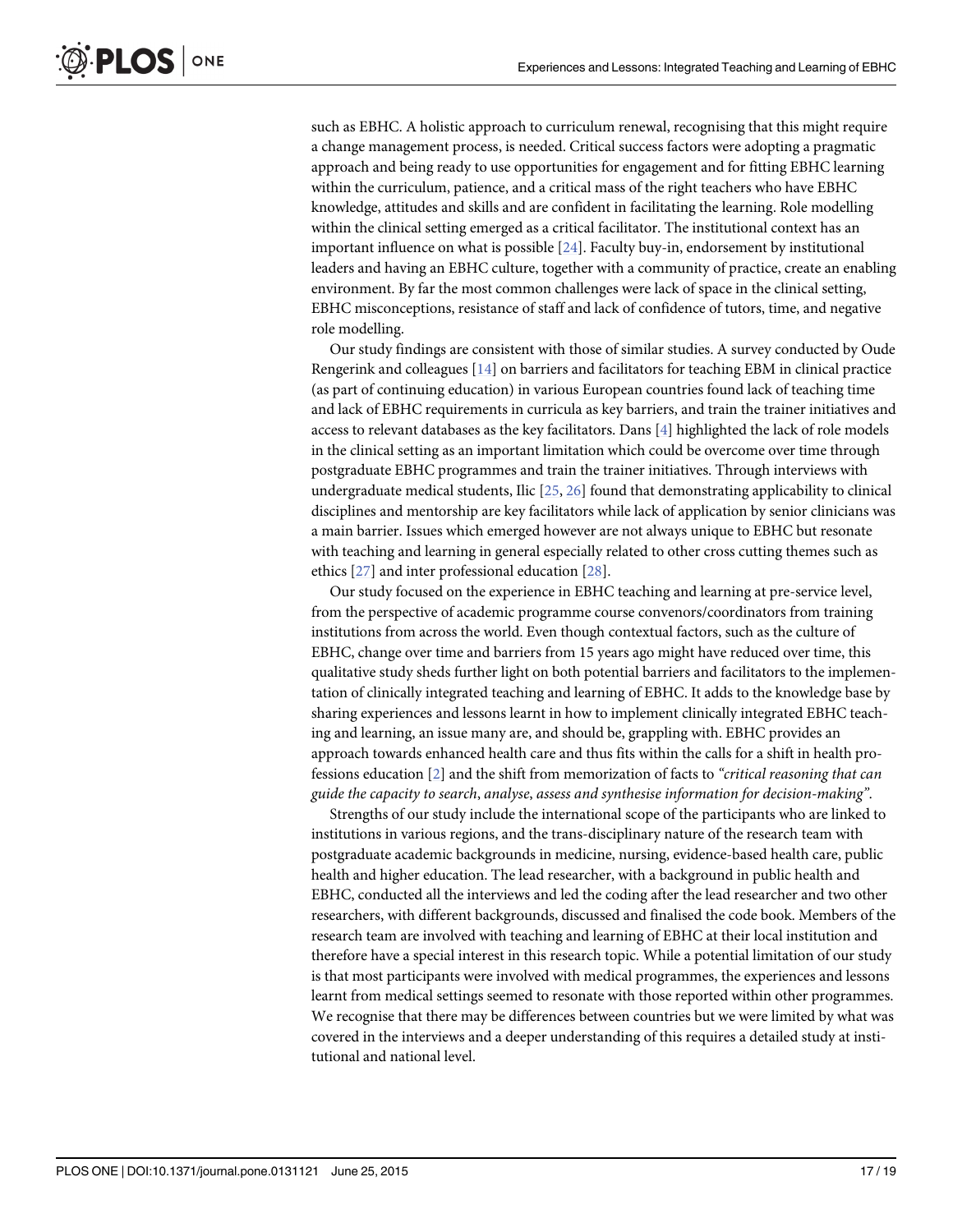such as EBHC. A holistic approach to curriculum renewal, recognising that this might require a change management process, is needed. Critical success factors were adopting a pragmatic approach and being ready to use opportunities for engagement and for fitting EBHC learning within the curriculum, patience, and a critical mass of the right teachers who have EBHC knowledge, attitudes and skills and are confident in facilitating the learning. Role modelling within the clinical setting emerged as a critical facilitator. The institutional context has an important influence on what is possible [24]. Faculty buy-in, endorsement by institutional leaders and having an EBHC culture, together with a community of practice, create an enabling environment. By far the most common challenges were lack of space in the clinical setting, EBHC misconceptions, resistance of staff and lack of confidence of tutors, time, and negative role modelling.

Our study findings are consistent with those of similar studies. A survey conducted by Oude Rengerink and colleagues [14] on barriers and facilitators for teaching EBM in clinical practice (as part of continuing education) in various European countries found lack of teaching time and lack of EBHC requirements in curricula as key barriers, and train the trainer initiatives and access to relevant databases as the key facilitators. Dans [4] highlighted the lack of role models in the clinical setting as an important limitation which could be overcome over time through postgraduate EBHC programmes and train the trainer initiatives. Through interviews with undergraduate medical students, Ilic [25, 26] found that demonstrating applicability to clinical disciplines and mentorship are key facilitators while lack of application by senior clinicians was a main barrier. Issues which emerged however are not always unique to EBHC but resonate with teaching and learning in general especially related to other cross cutting themes such as ethics [27] and inter professional education [28].

Our study focused on the experience in EBHC teaching and learning at pre-service level, from the perspective of academic programme course convenors/coordinators from training institutions from across the world. Even though contextual factors, such as the culture of EBHC, change over time and barriers from 15 years ago might have reduced over time, this qualitative study sheds further light on both potential barriers and facilitators to the implementation of clinically integrated teaching and learning of EBHC. It adds to the knowledge base by sharing experiences and lessons learnt in how to implement clinically integrated EBHC teaching and learning, an issue many are, and should be, grappling with. EBHC provides an approach towards enhanced health care and thus fits within the calls for a shift in health professions education [2] and the shift from memorization of facts to *"critical reasoning that can guide the capacity to search, analyse, assess and synthesise information for decision-making"*.

Strengths of our study include the international scope of the participants who are linked to institutions in various regions, and the trans-disciplinary nature of the research team with postgraduate academic backgrounds in medicine, nursing, evidence-based health care, public health and higher education. The lead researcher, with a background in public health and EBHC, conducted all the interviews and led the coding after the lead researcher and two other researchers, with different backgrounds, discussed and finalised the code book. Members of the research team are involved with teaching and learning of EBHC at their local institution and therefore have a special interest in this research topic. While a potential limitation of our study is that most participants were involved with medical programmes, the experiences and lessons learnt from medical settings seemed to resonate with those reported within other programmes. We recognise that there may be differences between countries but we were limited by what was covered in the interviews and a deeper understanding of this requires a detailed study at institutional and national level.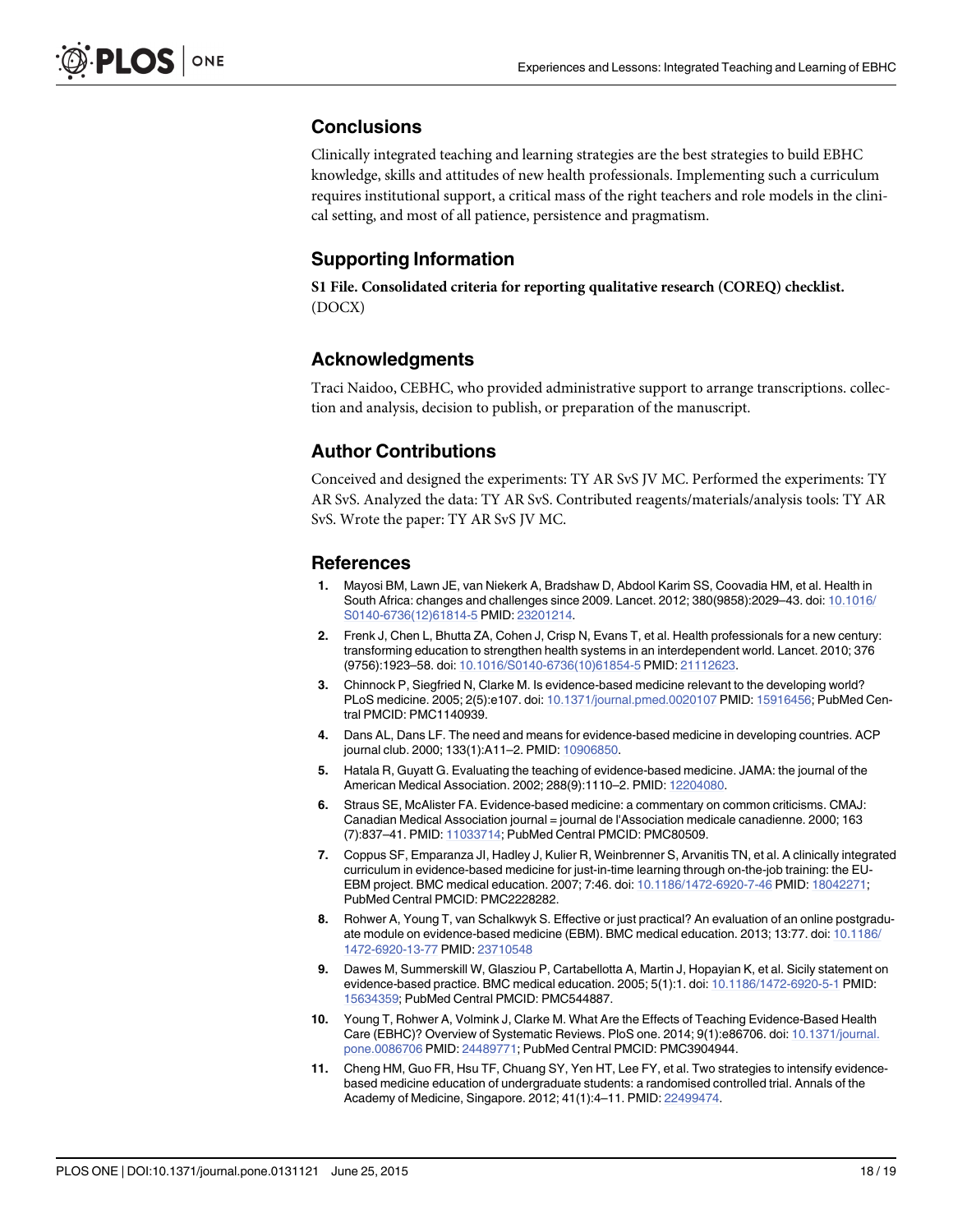## Conclusions

Clinically integrated teaching and learning strategies are the best strategies to build EBHC knowledge, skills and attitudes of new health professionals. Implementing such a curriculum requires institutional support, a critical mass of the right teachers and role models in the clinical setting, and most of all patience, persistence and pragmatism.

## Supporting Information

**S1 File. Consolidated criteria for reporting qualitative research (COREQ) checklist.** (DOCX)

## Acknowledgments

Traci Naidoo, CEBHC, who provided administrative support to arrange transcriptions. collection and analysis, decision to publish, or preparation of the manuscript.

## Author Contributions

Conceived and designed the experiments: TY AR SvS JV MC. Performed the experiments: TY AR SvS. Analyzed the data: TY AR SvS. Contributed reagents/materials/analysis tools: TY AR SvS. Wrote the paper: TY AR SvS JV MC.

## References

1. Mayosi BM, Lawn JE, van Niekerk A, Bradshaw D, Abdool Karim SS, Coovadia HM, et al. Health in South Africa: changes and challenges since 2009. Lancet. 2012; 380(9858):2029–43. doi: 10.1016/S0140-6736(12)61814-5 PMID: 23201214.
2. Frenk J, Chen L, Bhutta ZA, Cohen J, Crisp N, Evans T, et al. Health professionals for a new century: transforming education to strengthen health systems in an interdependent world. Lancet. 2010; 376 (9756):1923–58. doi: 10.1016/S0140-6736(10)61854-5 PMID: 21112623.
3. Chinnock P, Siegfried N, Clarke M. Is evidence-based medicine relevant to the developing world? PLoS medicine. 2005; 2(5):e107. doi: 10.1371/journal.pmed.0020107 PMID: 15916456; PubMed Central PMCID: PMC1140939.
4. Dans AL, Dans LF. The need and means for evidence-based medicine in developing countries. ACP journal club. 2000; 133(1):A11–2. PMID: 10906850.
5. Hatala R, Guyatt G. Evaluating the teaching of evidence-based medicine. JAMA: the journal of the American Medical Association. 2002; 288(9):1110–2. PMID: 12204080.
6. Straus SE, McAlister FA. Evidence-based medicine: a commentary on common criticisms. CMAJ: Canadian Medical Association journal = journal de l'Association medicale canadienne. 2000; 163 (7):837–41. PMID: 11033714; PubMed Central PMCID: PMC80509.
7. Coppus SF, Emparanza JI, Hadley J, Kulier R, Weinbrenner S, Arvanitis TN, et al. A clinically integrated curriculum in evidence-based medicine for just-in-time learning through on-the-job training: the EU-EBM project. BMC medical education. 2007; 7:46. doi: 10.1186/1472-6920-7-46 PMID: 18042271; PubMed Central PMCID: PMC2228282.
8. Rohwer A, Young T, van Schalkwyk S. Effective or just practical? An evaluation of an online postgraduate module on evidence-based medicine (EBM). BMC medical education. 2013; 13:77. doi: 10.1186/1472-6920-13-77 PMID: 23710548
9. Dawes M, Summerskill W, Glasziou P, Cartabellotta A, Martin J, Hopayian K, et al. Sicily statement on evidence-based practice. BMC medical education. 2005; 5(1):1. doi: 10.1186/1472-6920-5-1 PMID: 15634359; PubMed Central PMCID: PMC544887.
10. Young T, Rohwer A, Volmink J, Clarke M. What Are the Effects of Teaching Evidence-Based Health Care (EBHC)? Overview of Systematic Reviews. PloS one. 2014; 9(1):e86706. doi: 10.1371/journal.pone.0086706 PMID: 24489771; PubMed Central PMCID: PMC3904944.
11. Cheng HM, Guo FR, Hsu TF, Chuang SY, Yen HT, Lee FY, et al. Two strategies to intensify evidence-based medicine education of undergraduate students: a randomised controlled trial. Annals of the Academy of Medicine, Singapore. 2012; 41(1):4–11. PMID: 22499474.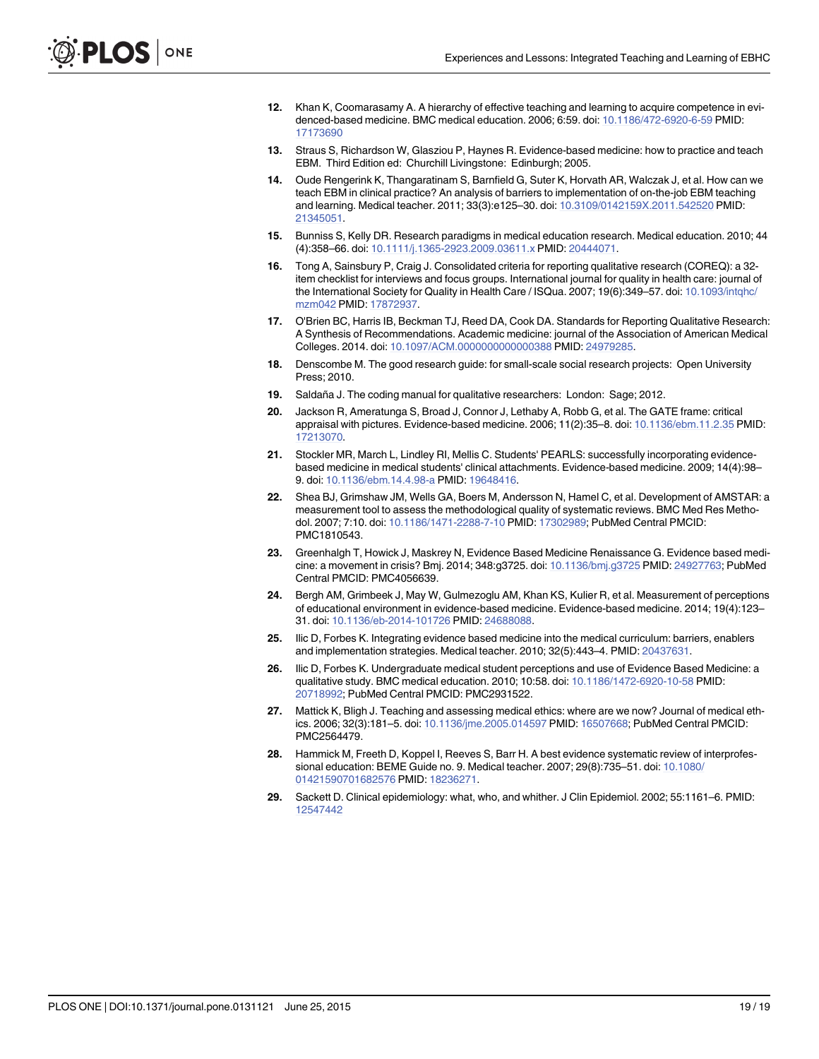12. Khan K, Coomarasamy A. A hierarchy of effective teaching and learning to acquire competence in evidenced-based medicine. BMC medical education. 2006; 6:59. doi: 10.1186/472-6920-6-59 PMID: 17173690

13. Straus S, Richardson W, Glasziou P, Haynes R. Evidence-based medicine: how to practice and teach EBM. Third Edition ed: Churchill Livingstone: Edinburgh; 2005.

14. Oude Rengerink K, Thangaratinam S, Barnfield G, Suter K, Horvath AR, Walczak J, et al. How can we teach EBM in clinical practice? An analysis of barriers to implementation of on-the-job EBM teaching and learning. Medical teacher. 2011; 33(3):e125–30. doi: 10.3109/0142159X.2011.542520 PMID: 21345051.

15. Bunniss S, Kelly DR. Research paradigms in medical education research. Medical education. 2010; 44 (4):358–66. doi: 10.1111/j.1365-2923.2009.03611.x PMID: 20444071.

16. Tong A, Sainsbury P, Craig J. Consolidated criteria for reporting qualitative research (COREQ): a 32-item checklist for interviews and focus groups. International journal for quality in health care: journal of the International Society for Quality in Health Care / ISQua. 2007; 19(6):349–57. doi: 10.1093/intqhc/mzm042 PMID: 17872937.

17. O'Brien BC, Harris IB, Beckman TJ, Reed DA, Cook DA. Standards for Reporting Qualitative Research: A Synthesis of Recommendations. Academic medicine: journal of the Association of American Medical Colleges. 2014. doi: 10.1097/ACM.0000000000000388 PMID: 24979285.

18. Denscombe M. The good research guide: for small-scale social research projects: Open University Press; 2010.

19. Saldaña J. The coding manual for qualitative researchers: London: Sage; 2012.

20. Jackson R, Ameratunga S, Broad J, Connor J, Lethaby A, Robb G, et al. The GATE frame: critical appraisal with pictures. Evidence-based medicine. 2006; 11(2):35–8. doi: 10.1136/ebm.11.2.35 PMID: 17213070.

21. Stockler MR, March L, Lindley RI, Mellis C. Students' PEARLS: successfully incorporating evidence-based medicine in medical students' clinical attachments. Evidence-based medicine. 2009; 14(4):98–9. doi: 10.1136/ebm.14.4.98-a PMID: 19648416.

22. Shea BJ, Grimshaw JM, Wells GA, Boers M, Andersson N, Hamel C, et al. Development of AMSTAR: a measurement tool to assess the methodological quality of systematic reviews. BMC Med Res Methodol. 2007; 7:10. doi: 10.1186/1471-2288-7-10 PMID: 17302989; PubMed Central PMCID: PMC1810543.

23. Greenhalgh T, Howick J, Maskrey N, Evidence Based Medicine Renaissance G. Evidence based medicine: a movement in crisis? Bmj. 2014; 348:g3725. doi: 10.1136/bmj.g3725 PMID: 24927763; PubMed Central PMCID: PMC4056639.

24. Bergh AM, Grimbeek J, May W, Gulmezoglu AM, Khan KS, Kulier R, et al. Measurement of perceptions of educational environment in evidence-based medicine. Evidence-based medicine. 2014; 19(4):123–31. doi: 10.1136/eb-2014-101726 PMID: 24688088.

25. Ilic D, Forbes K. Integrating evidence based medicine into the medical curriculum: barriers, enablers and implementation strategies. Medical teacher. 2010; 32(5):443–4. PMID: 20437631.

26. Ilic D, Forbes K. Undergraduate medical student perceptions and use of Evidence Based Medicine: a qualitative study. BMC medical education. 2010; 10:58. doi: 10.1186/1472-6920-10-58 PMID: 20718992; PubMed Central PMCID: PMC2931522.

27. Mattick K, Bligh J. Teaching and assessing medical ethics: where are we now? Journal of medical ethics. 2006; 32(3):181–5. doi: 10.1136/jme.2005.014597 PMID: 16507668; PubMed Central PMCID: PMC2564479.

28. Hammick M, Freeth D, Koppel I, Reeves S, Barr H. A best evidence systematic review of interprofessional education: BEME Guide no. 9. Medical teacher. 2007; 29(8):735–51. doi: 10.1080/01421590701682576 PMID: 18236271.

29. Sackett D. Clinical epidemiology: what, who, and whither. J Clin Epidemiol. 2002; 55:1161–6. PMID: 12547442